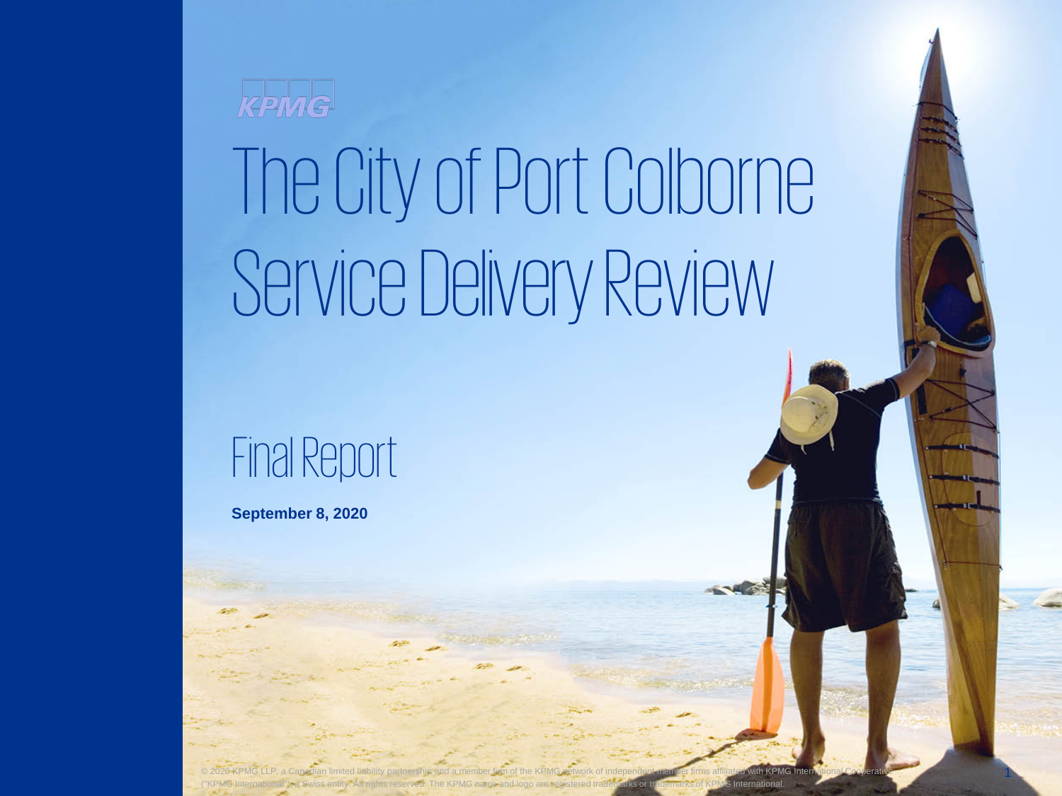KPMG

# The City of Port Colborne Service Delivery Review

## Final Report

**September 8, 2020**

© 2020 KPMG LLP, a Canadian limited liability partnership and a member firm of the KPMG network of independent member firms affiliated with KPMG International Cooperative ("KPMG International"), a Swiss entity. All rights reserved. The KPMG name and logo are registered trademarks or trademarks of KPMG International.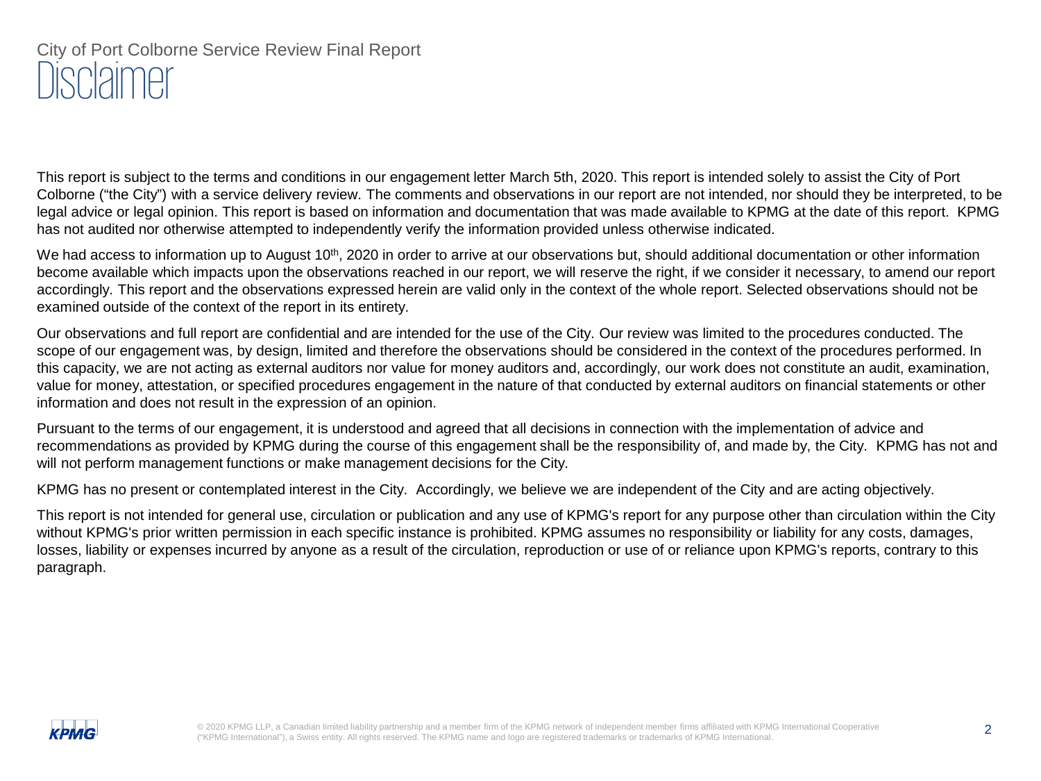# Disclaimer

This report is subject to the terms and conditions in our engagement letter March 5th, 2020. This report is intended solely to assist the City of Port Colborne ("the City") with a service delivery review. The comments and observations in our report are not intended, nor should they be interpreted, to be legal advice or legal opinion. This report is based on information and documentation that was made available to KPMG at the date of this report. KPMG has not audited nor otherwise attempted to independently verify the information provided unless otherwise indicated.

We had access to information up to August 10th, 2020 in order to arrive at our observations but, should additional documentation or other information become available which impacts upon the observations reached in our report, we will reserve the right, if we consider it necessary, to amend our report accordingly. This report and the observations expressed herein are valid only in the context of the whole report. Selected observations should not be examined outside of the context of the report in its entirety.

Our observations and full report are confidential and are intended for the use of the City. Our review was limited to the procedures conducted. The scope of our engagement was, by design, limited and therefore the observations should be considered in the context of the procedures performed. In this capacity, we are not acting as external auditors nor value for money auditors and, accordingly, our work does not constitute an audit, examination, value for money, attestation, or specified procedures engagement in the nature of that conducted by external auditors on financial statements or other information and does not result in the expression of an opinion.

Pursuant to the terms of our engagement, it is understood and agreed that all decisions in connection with the implementation of advice and recommendations as provided by KPMG during the course of this engagement shall be the responsibility of, and made by, the City. KPMG has not and will not perform management functions or make management decisions for the City.

KPMG has no present or contemplated interest in the City. Accordingly, we believe we are independent of the City and are acting objectively.

This report is not intended for general use, circulation or publication and any use of KPMG's report for any purpose other than circulation within the City without KPMG's prior written permission in each specific instance is prohibited. KPMG assumes no responsibility or liability for any costs, damages, losses, liability or expenses incurred by anyone as a result of the circulation, reproduction or use of or reliance upon KPMG's reports, contrary to this paragraph.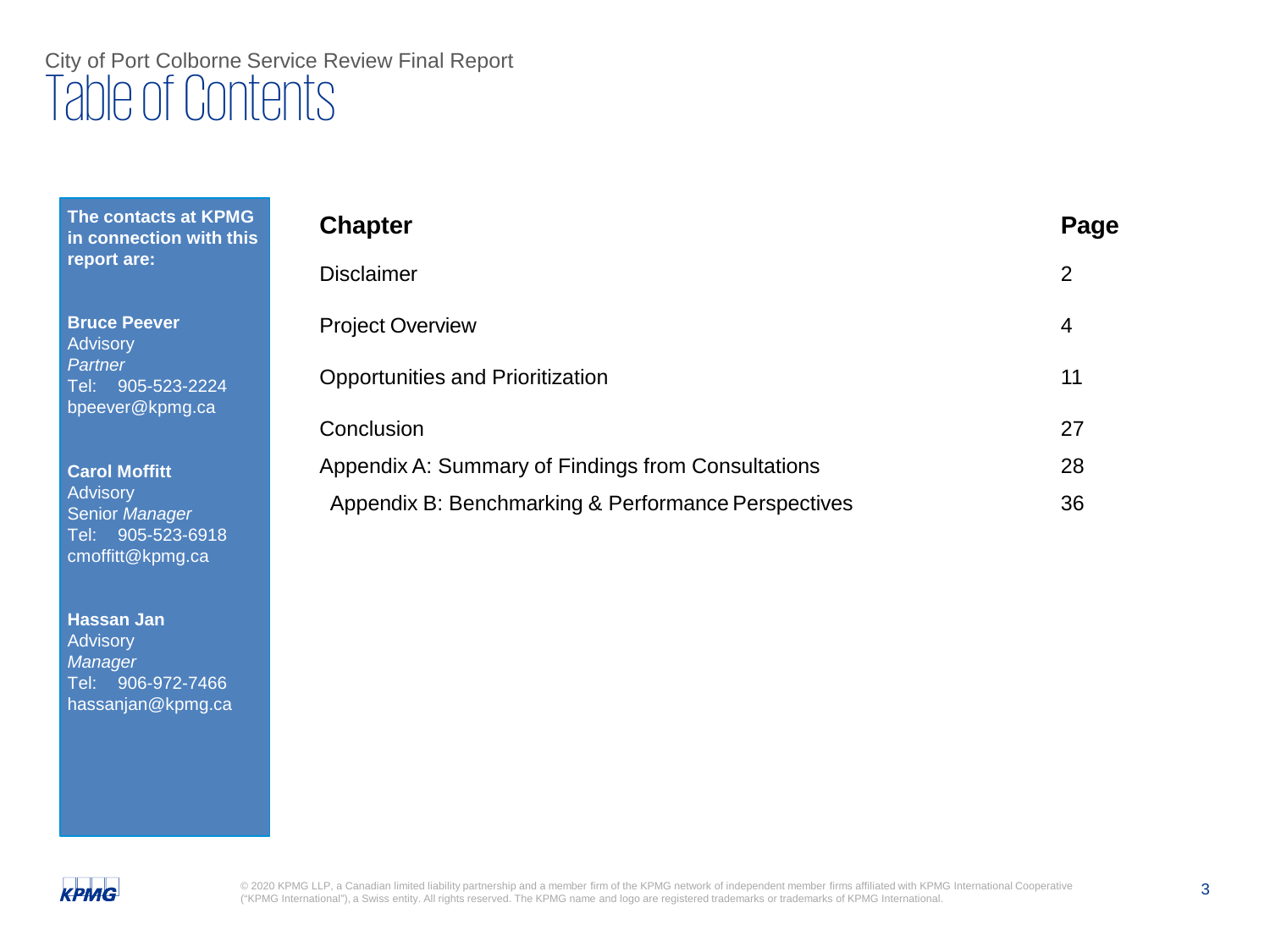City of Port Colborne Service Review Final Report

# Table of Contents

**The contacts at KPMG in connection with this report are:**

**Bruce Peever**
Advisory
*Partner*
Tel: 905-523-2224
bpeever@kpmg.ca

**Carol Moffitt**
Advisory
Senior *Manager*
Tel: 905-523-6918
cmoffitt@kpmg.ca

**Hassan Jan**
Advisory
*Manager*
Tel: 906-972-7466
hassanjan@kpmg.ca

| **Chapter** | **Page** |
|---|---|
| Disclaimer | 2 |
| Project Overview | 4 |
| Opportunities and Prioritization | 11 |
| Conclusion | 27 |
| Appendix A: Summary of Findings from Consultations | 28 |
| Appendix B: Benchmarking & Performance Perspectives | 36 |

© 2020 KPMG LLP, a Canadian limited liability partnership and a member firm of the KPMG network of independent member firms affiliated with KPMG International Cooperative ("KPMG International"), a Swiss entity. All rights reserved. The KPMG name and logo are registered trademarks or trademarks of KPMG International.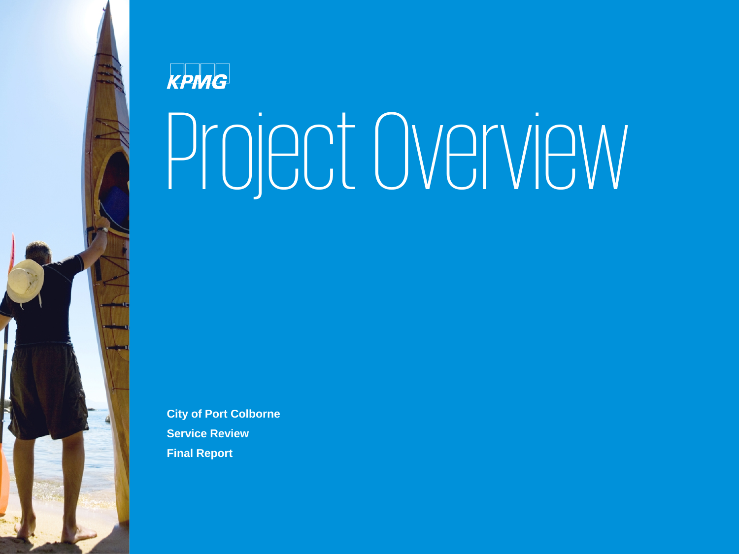# Project Overview

**City of Port Colborne**
**Service Review**
**Final Report**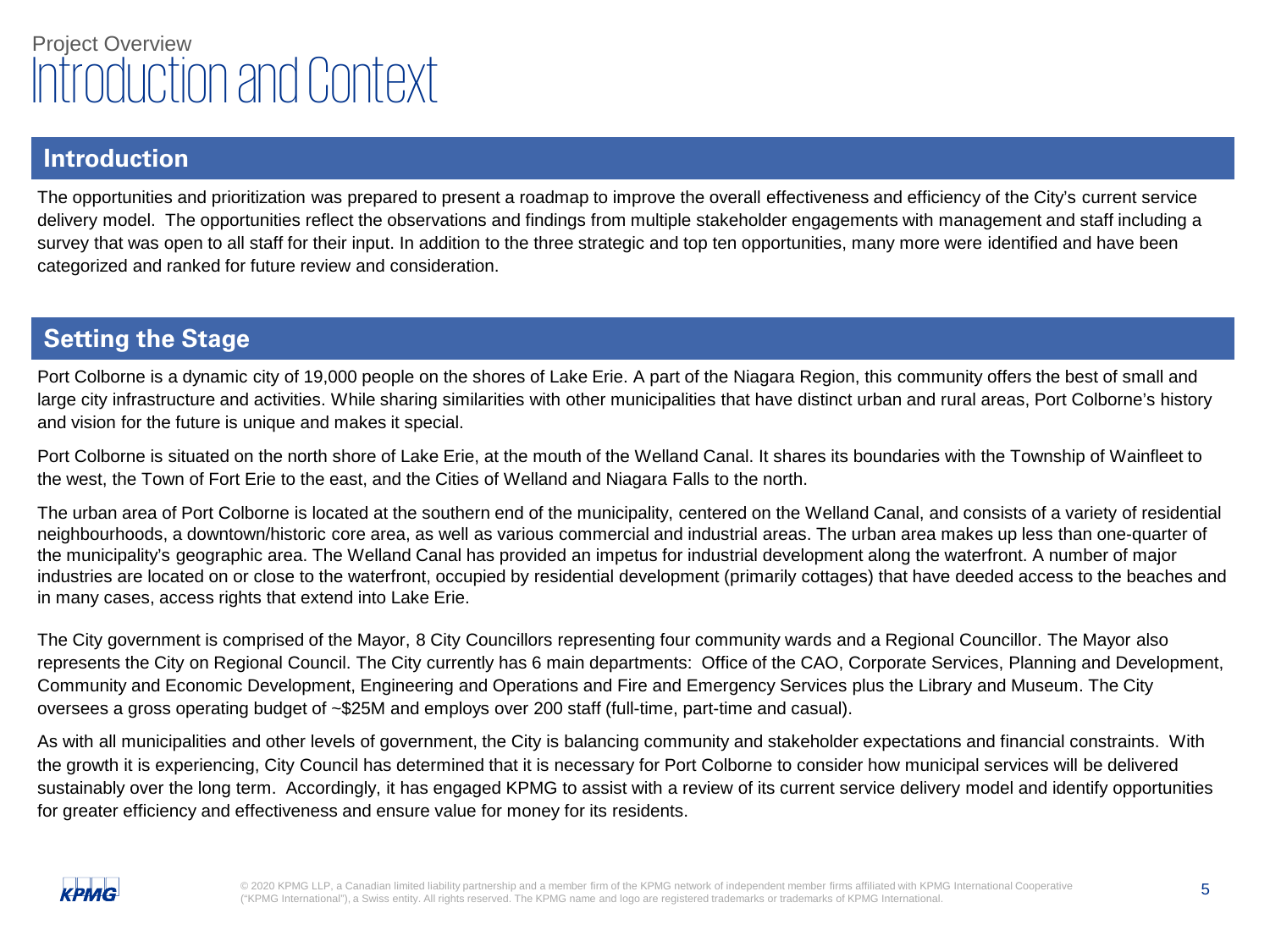Project Overview

# Introduction and Context

## Introduction

The opportunities and prioritization was prepared to present a roadmap to improve the overall effectiveness and efficiency of the City's current service delivery model. The opportunities reflect the observations and findings from multiple stakeholder engagements with management and staff including a survey that was open to all staff for their input. In addition to the three strategic and top ten opportunities, many more were identified and have been categorized and ranked for future review and consideration.

## Setting the Stage

Port Colborne is a dynamic city of 19,000 people on the shores of Lake Erie. A part of the Niagara Region, this community offers the best of small and large city infrastructure and activities. While sharing similarities with other municipalities that have distinct urban and rural areas, Port Colborne's history and vision for the future is unique and makes it special.

Port Colborne is situated on the north shore of Lake Erie, at the mouth of the Welland Canal. It shares its boundaries with the Township of Wainfleet to the west, the Town of Fort Erie to the east, and the Cities of Welland and Niagara Falls to the north.

The urban area of Port Colborne is located at the southern end of the municipality, centered on the Welland Canal, and consists of a variety of residential neighbourhoods, a downtown/historic core area, as well as various commercial and industrial areas. The urban area makes up less than one-quarter of the municipality's geographic area. The Welland Canal has provided an impetus for industrial development along the waterfront. A number of major industries are located on or close to the waterfront, occupied by residential development (primarily cottages) that have deeded access to the beaches and in many cases, access rights that extend into Lake Erie.

The City government is comprised of the Mayor, 8 City Councillors representing four community wards and a Regional Councillor. The Mayor also represents the City on Regional Council. The City currently has 6 main departments: Office of the CAO, Corporate Services, Planning and Development, Community and Economic Development, Engineering and Operations and Fire and Emergency Services plus the Library and Museum. The City oversees a gross operating budget of ~$25M and employs over 200 staff (full-time, part-time and casual).

As with all municipalities and other levels of government, the City is balancing community and stakeholder expectations and financial constraints. With the growth it is experiencing, City Council has determined that it is necessary for Port Colborne to consider how municipal services will be delivered sustainably over the long term. Accordingly, it has engaged KPMG to assist with a review of its current service delivery model and identify opportunities for greater efficiency and effectiveness and ensure value for money for its residents.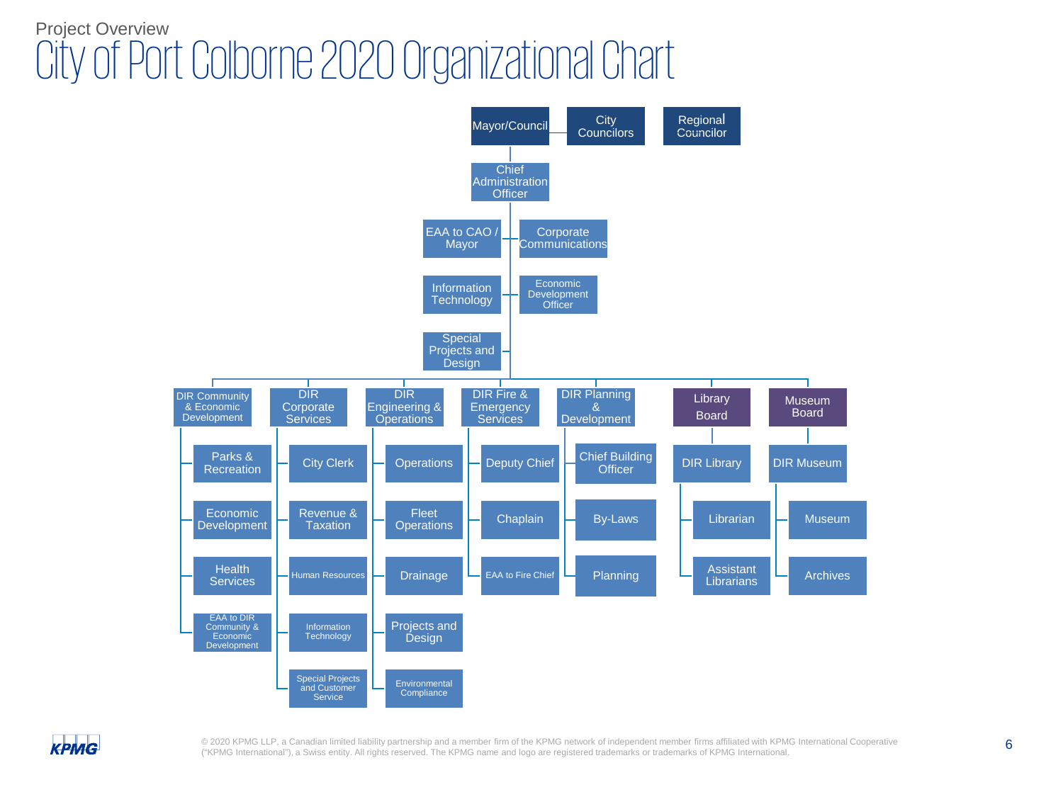Project Overview

# City of Port Colborne 2020 Organizational Chart

- **Mayor/Council** — City Councilors
- **Regional Councilor**

- **Chief Administration Officer**
  - EAA to CAO / Mayor
  - Corporate Communications
  - Information Technology
  - Economic Development Officer
  - Special Projects and Design
  - **DIR Community & Economic Development**
    - Parks & Recreation
    - Economic Development
    - Health Services
    - EAA to DIR Community & Economic Development
  - **DIR Corporate Services**
    - City Clerk
    - Revenue & Taxation
    - Human Resources
    - Information Technology
    - Special Projects and Customer Service
  - **DIR Engineering & Operations**
    - Operations
    - Fleet Operations
    - Drainage
    - Projects and Design
    - Environmental Compliance
  - **DIR Fire & Emergency Services**
    - Deputy Chief
    - Chaplain
    - EAA to Fire Chief
  - **DIR Planning & Development**
    - Chief Building Officer
    - By-Laws
    - Planning
  - **Library Board**
    - DIR Library
      - Librarian
      - Assistant Librarians
  - **Museum Board**
    - DIR Museum
      - Museum
      - Archives

© 2020 KPMG LLP, a Canadian limited liability partnership and a member firm of the KPMG network of independent member firms affiliated with KPMG International Cooperative ("KPMG International"), a Swiss entity. All rights reserved. The KPMG name and logo are registered trademarks or trademarks of KPMG International.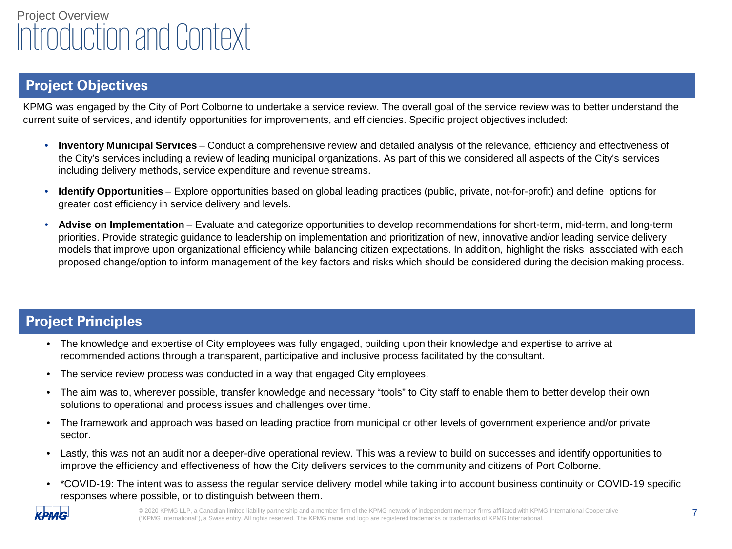Project Overview

# Introduction and Context

## Project Objectives

KPMG was engaged by the City of Port Colborne to undertake a service review. The overall goal of the service review was to better understand the current suite of services, and identify opportunities for improvements, and efficiencies. Specific project objectives included:

- **Inventory Municipal Services** – Conduct a comprehensive review and detailed analysis of the relevance, efficiency and effectiveness of the City's services including a review of leading municipal organizations. As part of this we considered all aspects of the City's services including delivery methods, service expenditure and revenue streams.
- **Identify Opportunities** – Explore opportunities based on global leading practices (public, private, not-for-profit) and define options for greater cost efficiency in service delivery and levels.
- **Advise on Implementation** – Evaluate and categorize opportunities to develop recommendations for short-term, mid-term, and long-term priorities. Provide strategic guidance to leadership on implementation and prioritization of new, innovative and/or leading service delivery models that improve upon organizational efficiency while balancing citizen expectations. In addition, highlight the risks associated with each proposed change/option to inform management of the key factors and risks which should be considered during the decision making process.

## Project Principles

- The knowledge and expertise of City employees was fully engaged, building upon their knowledge and expertise to arrive at recommended actions through a transparent, participative and inclusive process facilitated by the consultant.
- The service review process was conducted in a way that engaged City employees.
- The aim was to, wherever possible, transfer knowledge and necessary "tools" to City staff to enable them to better develop their own solutions to operational and process issues and challenges over time.
- The framework and approach was based on leading practice from municipal or other levels of government experience and/or private sector.
- Lastly, this was not an audit nor a deeper-dive operational review. This was a review to build on successes and identify opportunities to improve the efficiency and effectiveness of how the City delivers services to the community and citizens of Port Colborne.
- *COVID-19: The intent was to assess the regular service delivery model while taking into account business continuity or COVID-19 specific responses where possible, or to distinguish between them.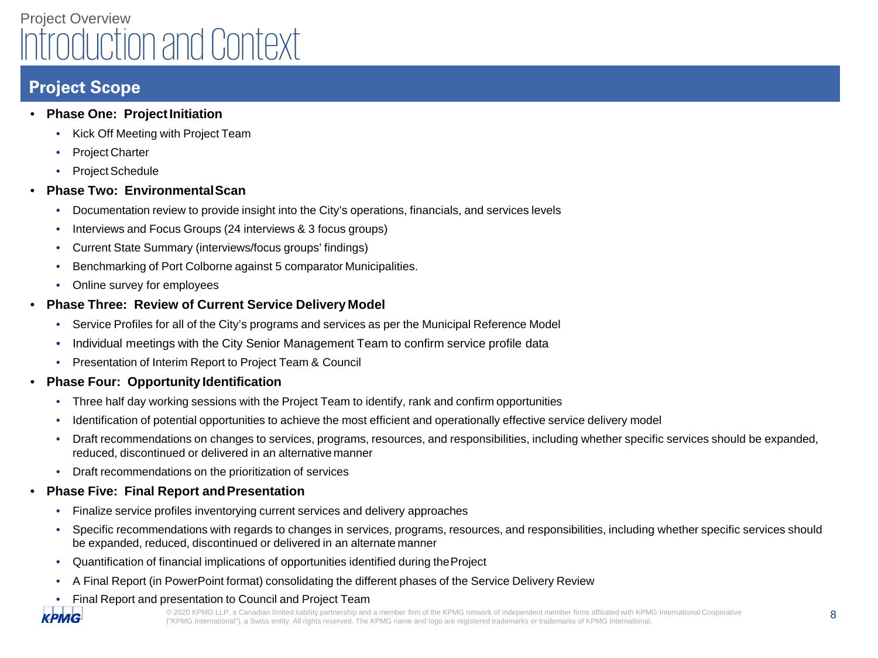Project Overview

# Introduction and Context

## Project Scope

- **Phase One: Project Initiation**
  - Kick Off Meeting with Project Team
  - Project Charter
  - Project Schedule
- **Phase Two: Environmental Scan**
  - Documentation review to provide insight into the City's operations, financials, and services levels
  - Interviews and Focus Groups (24 interviews & 3 focus groups)
  - Current State Summary (interviews/focus groups' findings)
  - Benchmarking of Port Colborne against 5 comparator Municipalities.
  - Online survey for employees
- **Phase Three: Review of Current Service Delivery Model**
  - Service Profiles for all of the City's programs and services as per the Municipal Reference Model
  - Individual meetings with the City Senior Management Team to confirm service profile data
  - Presentation of Interim Report to Project Team & Council
- **Phase Four: Opportunity Identification**
  - Three half day working sessions with the Project Team to identify, rank and confirm opportunities
  - Identification of potential opportunities to achieve the most efficient and operationally effective service delivery model
  - Draft recommendations on changes to services, programs, resources, and responsibilities, including whether specific services should be expanded, reduced, discontinued or delivered in an alternative manner
  - Draft recommendations on the prioritization of services
- **Phase Five: Final Report and Presentation**
  - Finalize service profiles inventorying current services and delivery approaches
  - Specific recommendations with regards to changes in services, programs, resources, and responsibilities, including whether specific services should be expanded, reduced, discontinued or delivered in an alternate manner
  - Quantification of financial implications of opportunities identified during the Project
  - A Final Report (in PowerPoint format) consolidating the different phases of the Service Delivery Review
  - Final Report and presentation to Council and Project Team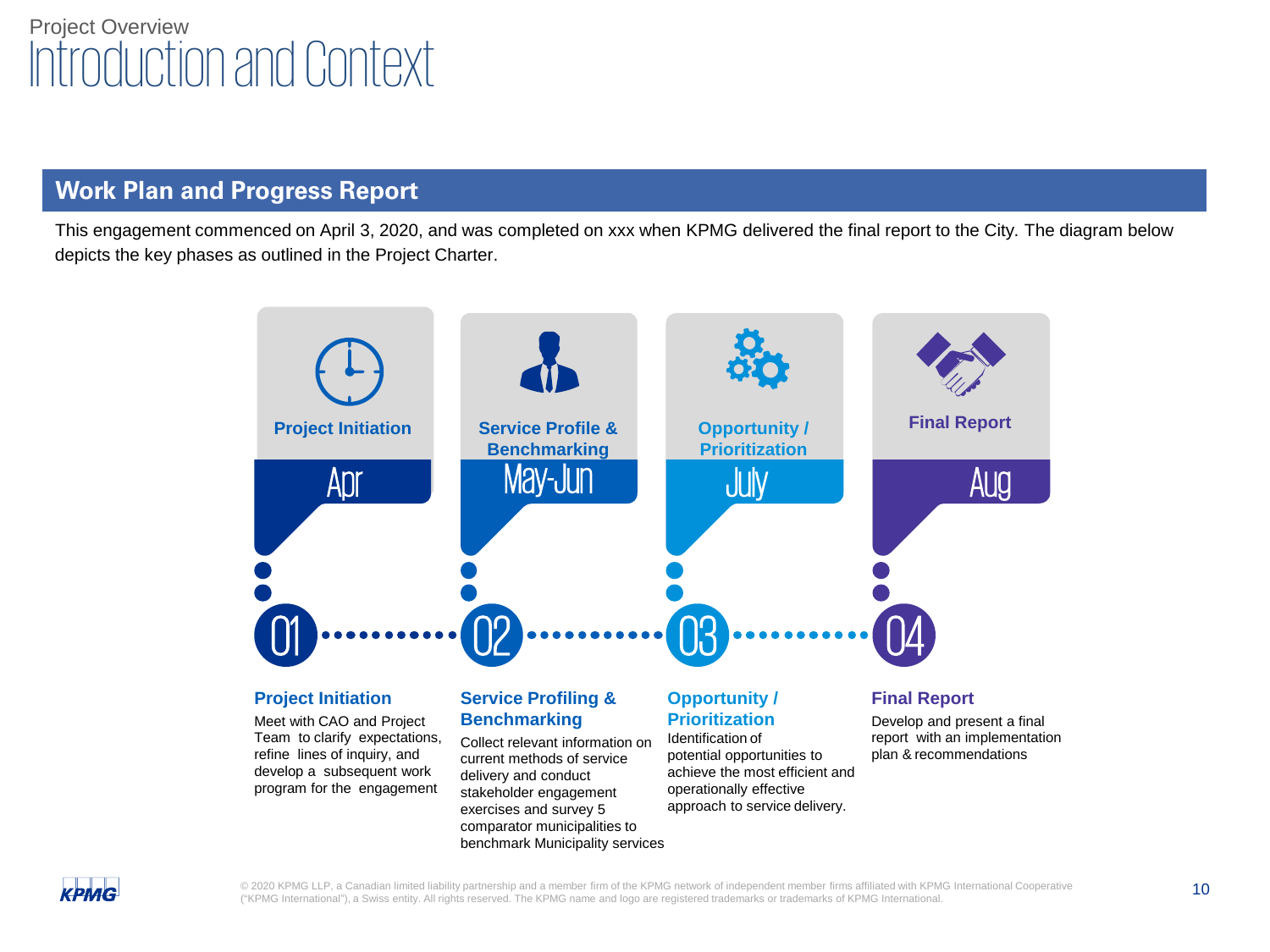Project Overview

# Introduction and Context

## Work Plan and Progress Report

This engagement commenced on April 3, 2020, and was completed on xxx when KPMG delivered the final report to the City. The diagram below depicts the key phases as outlined in the Project Charter.

| Project Initiation | Service Profile & Benchmarking | Opportunity / Prioritization | Final Report |
|---|---|---|---|
| Apr | May-Jun | July | Aug |
| 01 | 02 | 03 | 04 |

### 01 Project Initiation

Meet with CAO and Project Team to clarify expectations, refine lines of inquiry, and develop a subsequent work program for the engagement

### 02 Service Profiling & Benchmarking

Collect relevant information on current methods of service delivery and conduct stakeholder engagement exercises and survey 5 comparator municipalities to benchmark Municipality services

### 03 Opportunity / Prioritization

Identification of potential opportunities to achieve the most efficient and operationally effective approach to service delivery.

### 04 Final Report

Develop and present a final report with an implementation plan & recommendations

© 2020 KPMG LLP, a Canadian limited liability partnership and a member firm of the KPMG network of independent member firms affiliated with KPMG International Cooperative ("KPMG International"), a Swiss entity. All rights reserved. The KPMG name and logo are registered trademarks or trademarks of KPMG International.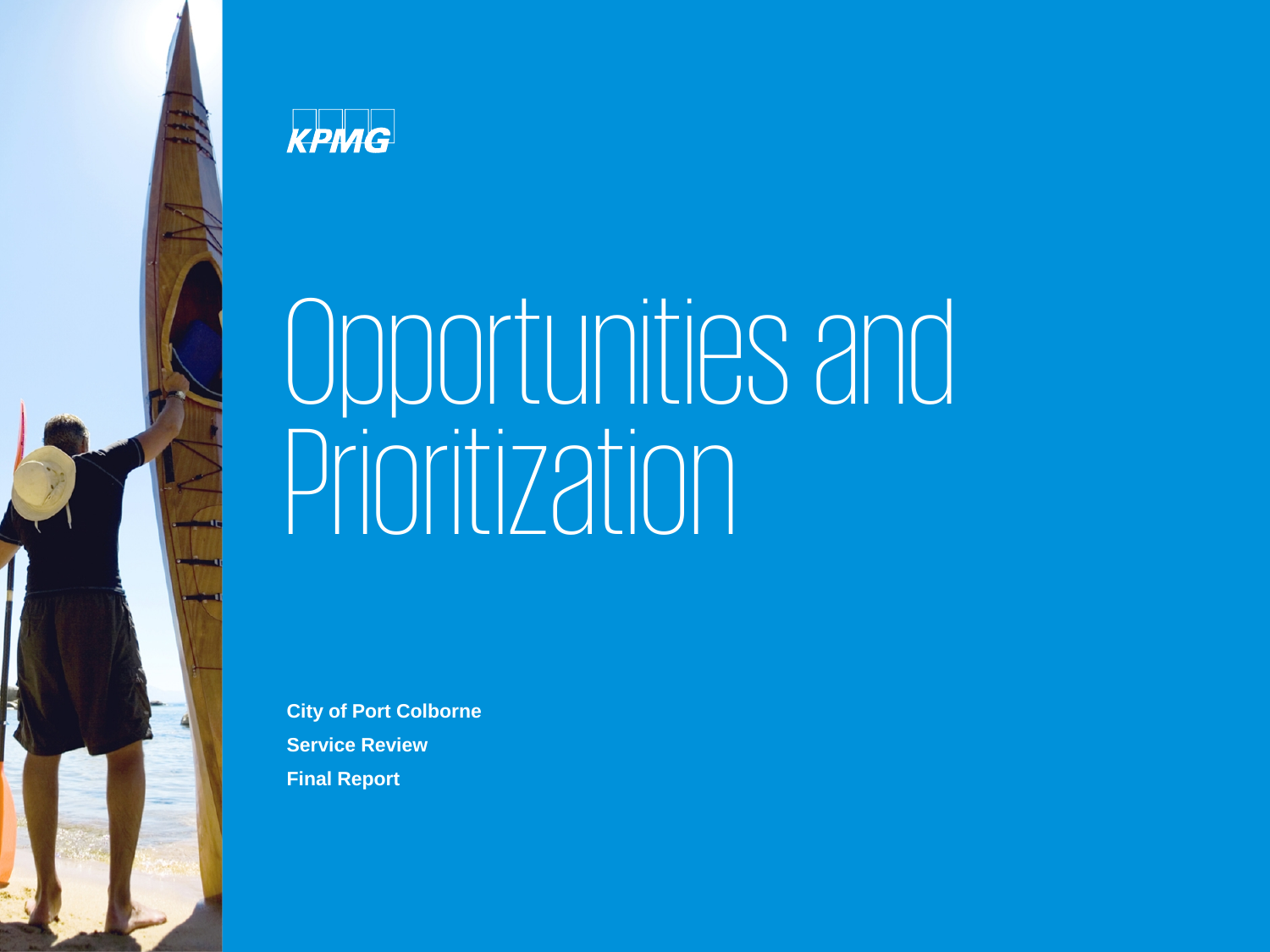KPMG

# Opportunities and Prioritization

**City of Port Colborne**

**Service Review**

**Final Report**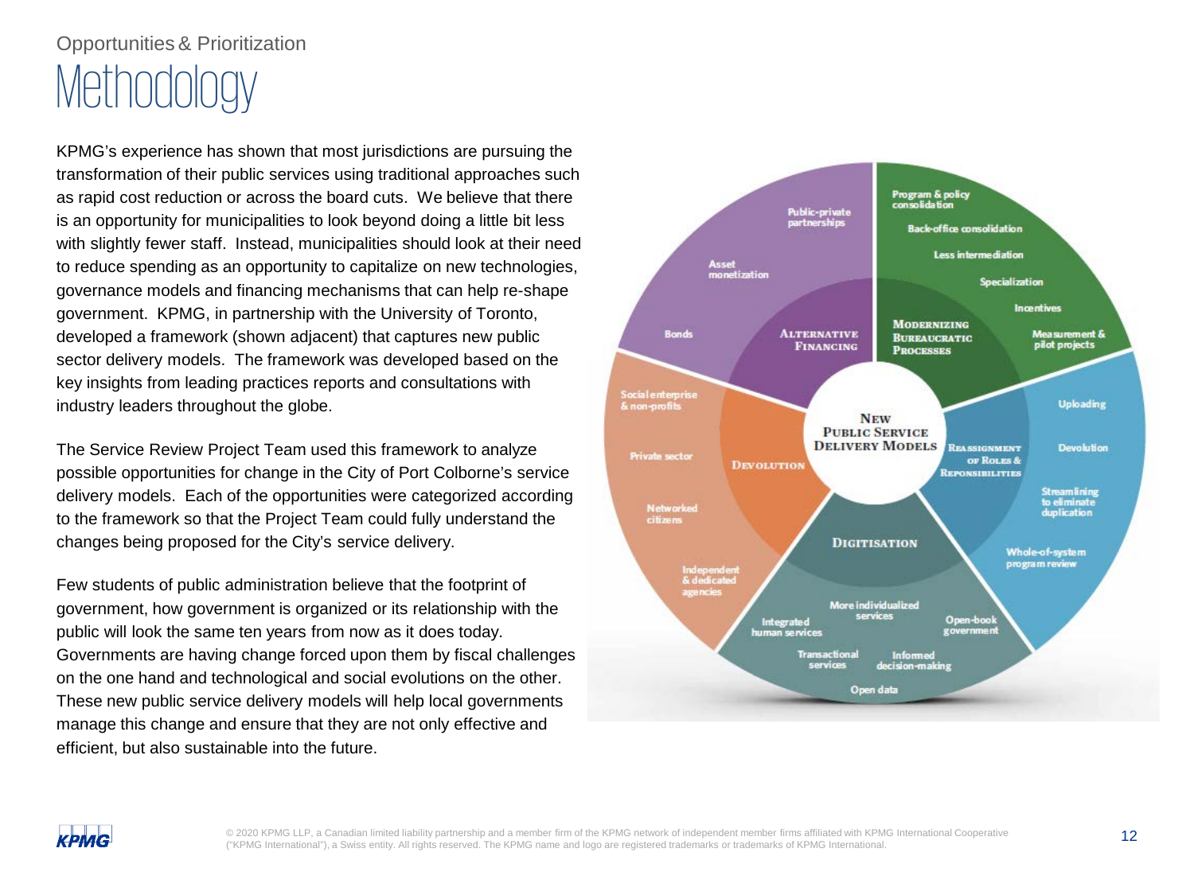Opportunities & Prioritization

# Methodology

KPMG's experience has shown that most jurisdictions are pursuing the transformation of their public services using traditional approaches such as rapid cost reduction or across the board cuts. We believe that there is an opportunity for municipalities to look beyond doing a little bit less with slightly fewer staff. Instead, municipalities should look at their need to reduce spending as an opportunity to capitalize on new technologies, governance models and financing mechanisms that can help re-shape government. KPMG, in partnership with the University of Toronto, developed a framework (shown adjacent) that captures new public sector delivery models. The framework was developed based on the key insights from leading practices reports and consultations with industry leaders throughout the globe.

The Service Review Project Team used this framework to analyze possible opportunities for change in the City of Port Colborne's service delivery models. Each of the opportunities were categorized according to the framework so that the Project Team could fully understand the changes being proposed for the City's service delivery.

Few students of public administration believe that the footprint of government, how government is organized or its relationship with the public will look the same ten years from now as it does today. Governments are having change forced upon them by fiscal challenges on the one hand and technological and social evolutions on the other. These new public service delivery models will help local governments manage this change and ensure that they are not only effective and efficient, but also sustainable into the future.

**New Public Service Delivery Models**

- **Alternative Financing**: Public-private partnerships; Asset monetization; Bonds
- **Modernizing Bureaucratic Processes**: Program & policy consolidation; Back-office consolidation; Less intermediation; Specialization; Incentives; Measurement & pilot projects
- **Reassignment of Roles & Responsibilities**: Uploading; Devolution; Streamlining to eliminate duplication; Whole-of-system program review
- **Digitisation**: Open-book government; More individualized services; Integrated human services; Transactional services; Informed decision-making; Open data
- **Devolution**: Social enterprise & non-profits; Private sector; Networked citizens; Independent & dedicated agencies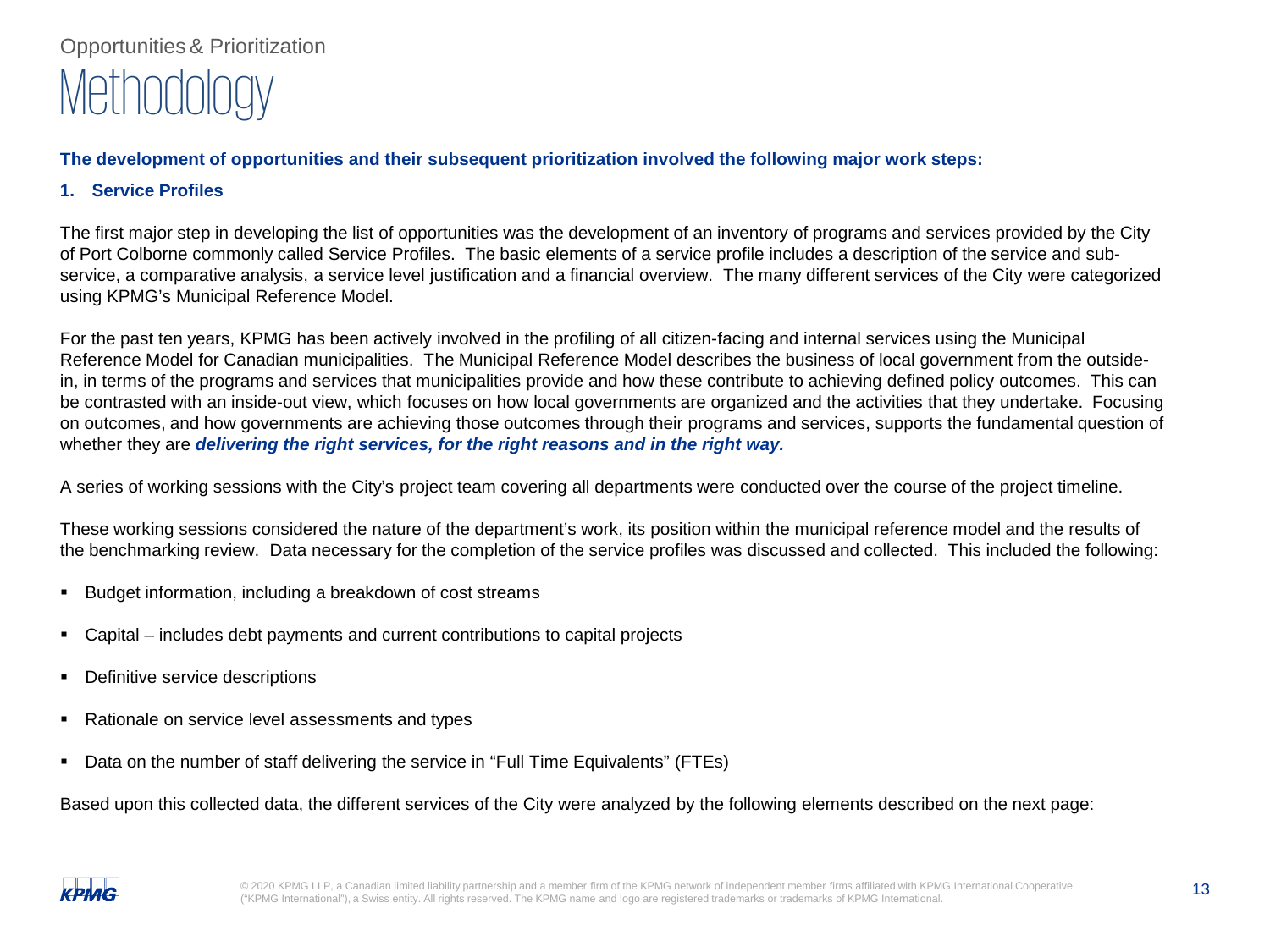Opportunities & Prioritization

# Methodology

**The development of opportunities and their subsequent prioritization involved the following major work steps:**

**1. Service Profiles**

The first major step in developing the list of opportunities was the development of an inventory of programs and services provided by the City of Port Colborne commonly called Service Profiles. The basic elements of a service profile includes a description of the service and sub-service, a comparative analysis, a service level justification and a financial overview. The many different services of the City were categorized using KPMG's Municipal Reference Model.

For the past ten years, KPMG has been actively involved in the profiling of all citizen-facing and internal services using the Municipal Reference Model for Canadian municipalities. The Municipal Reference Model describes the business of local government from the outside-in, in terms of the programs and services that municipalities provide and how these contribute to achieving defined policy outcomes. This can be contrasted with an inside-out view, which focuses on how local governments are organized and the activities that they undertake. Focusing on outcomes, and how governments are achieving those outcomes through their programs and services, supports the fundamental question of whether they are ***delivering the right services, for the right reasons and in the right way.***

A series of working sessions with the City's project team covering all departments were conducted over the course of the project timeline.

These working sessions considered the nature of the department's work, its position within the municipal reference model and the results of the benchmarking review. Data necessary for the completion of the service profiles was discussed and collected. This included the following:

- Budget information, including a breakdown of cost streams
- Capital – includes debt payments and current contributions to capital projects
- Definitive service descriptions
- Rationale on service level assessments and types
- Data on the number of staff delivering the service in "Full Time Equivalents" (FTEs)

Based upon this collected data, the different services of the City were analyzed by the following elements described on the next page: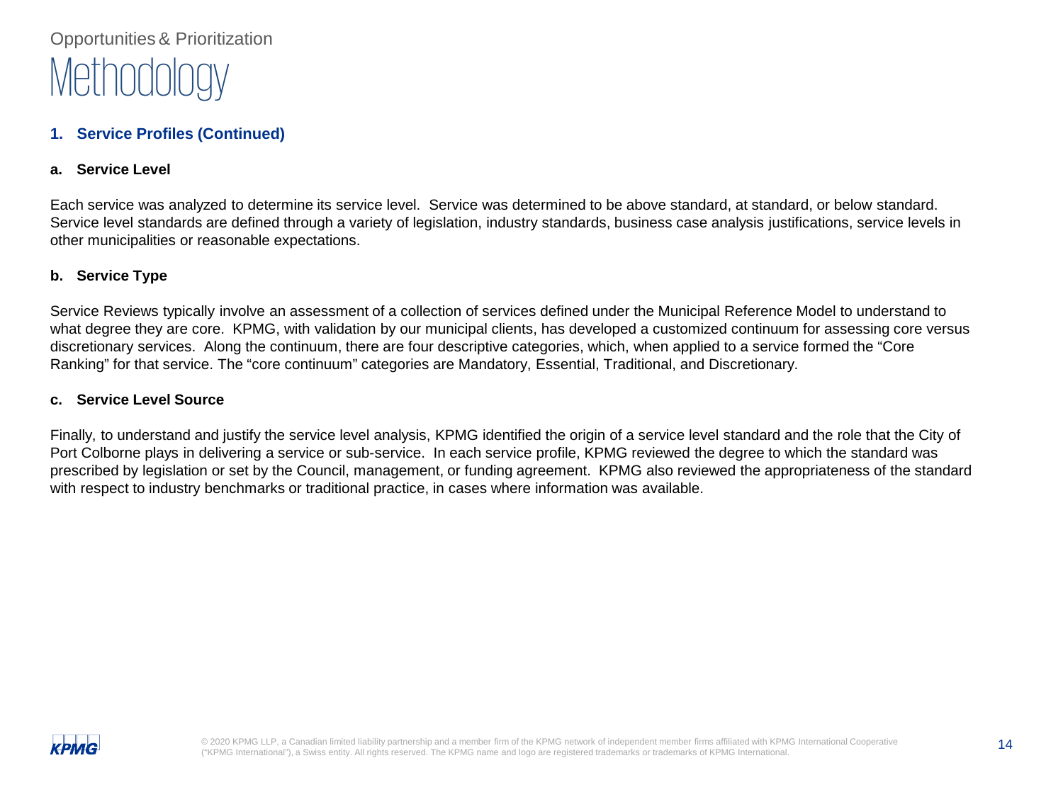Opportunities & Prioritization

# Methodology

## 1. Service Profiles (Continued)

### a. Service Level

Each service was analyzed to determine its service level. Service was determined to be above standard, at standard, or below standard. Service level standards are defined through a variety of legislation, industry standards, business case analysis justifications, service levels in other municipalities or reasonable expectations.

### b. Service Type

Service Reviews typically involve an assessment of a collection of services defined under the Municipal Reference Model to understand to what degree they are core. KPMG, with validation by our municipal clients, has developed a customized continuum for assessing core versus discretionary services. Along the continuum, there are four descriptive categories, which, when applied to a service formed the "Core Ranking" for that service. The "core continuum" categories are Mandatory, Essential, Traditional, and Discretionary.

### c. Service Level Source

Finally, to understand and justify the service level analysis, KPMG identified the origin of a service level standard and the role that the City of Port Colborne plays in delivering a service or sub-service. In each service profile, KPMG reviewed the degree to which the standard was prescribed by legislation or set by the Council, management, or funding agreement. KPMG also reviewed the appropriateness of the standard with respect to industry benchmarks or traditional practice, in cases where information was available.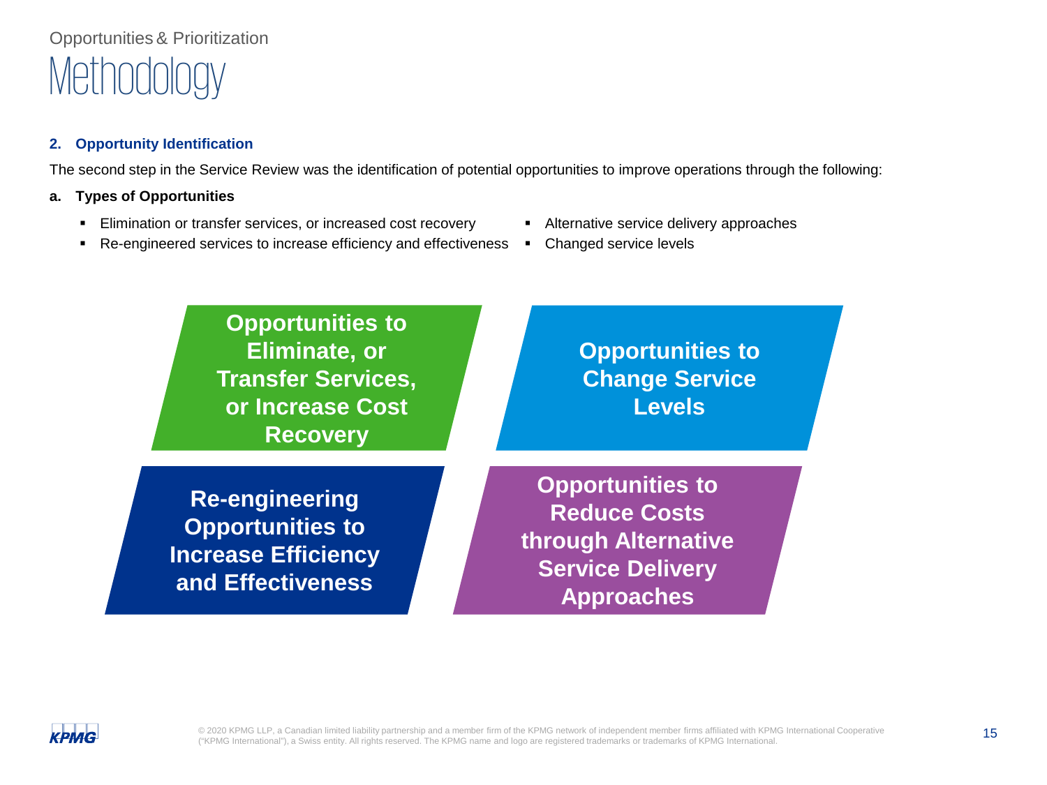Opportunities & Prioritization

# Methodology

**2. Opportunity Identification**

The second step in the Service Review was the identification of potential opportunities to improve operations through the following:

**a. Types of Opportunities**

- Elimination or transfer services, or increased cost recovery
- Re-engineered services to increase efficiency and effectiveness
- Alternative service delivery approaches
- Changed service levels

**Opportunities to Eliminate, or Transfer Services, or Increase Cost Recovery**

**Opportunities to Change Service Levels**

**Re-engineering Opportunities to Increase Efficiency and Effectiveness**

**Opportunities to Reduce Costs through Alternative Service Delivery Approaches**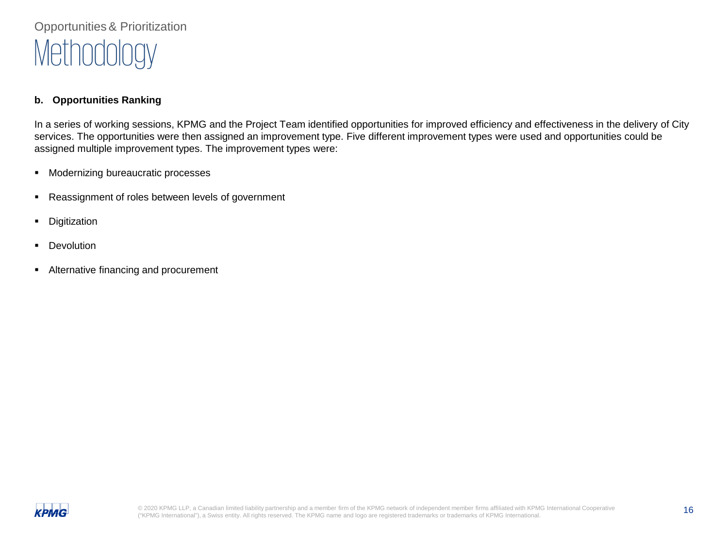Opportunities & Prioritization

# Methodology

**b. Opportunities Ranking**

In a series of working sessions, KPMG and the Project Team identified opportunities for improved efficiency and effectiveness in the delivery of City services. The opportunities were then assigned an improvement type. Five different improvement types were used and opportunities could be assigned multiple improvement types. The improvement types were:

- Modernizing bureaucratic processes
- Reassignment of roles between levels of government
- Digitization
- Devolution
- Alternative financing and procurement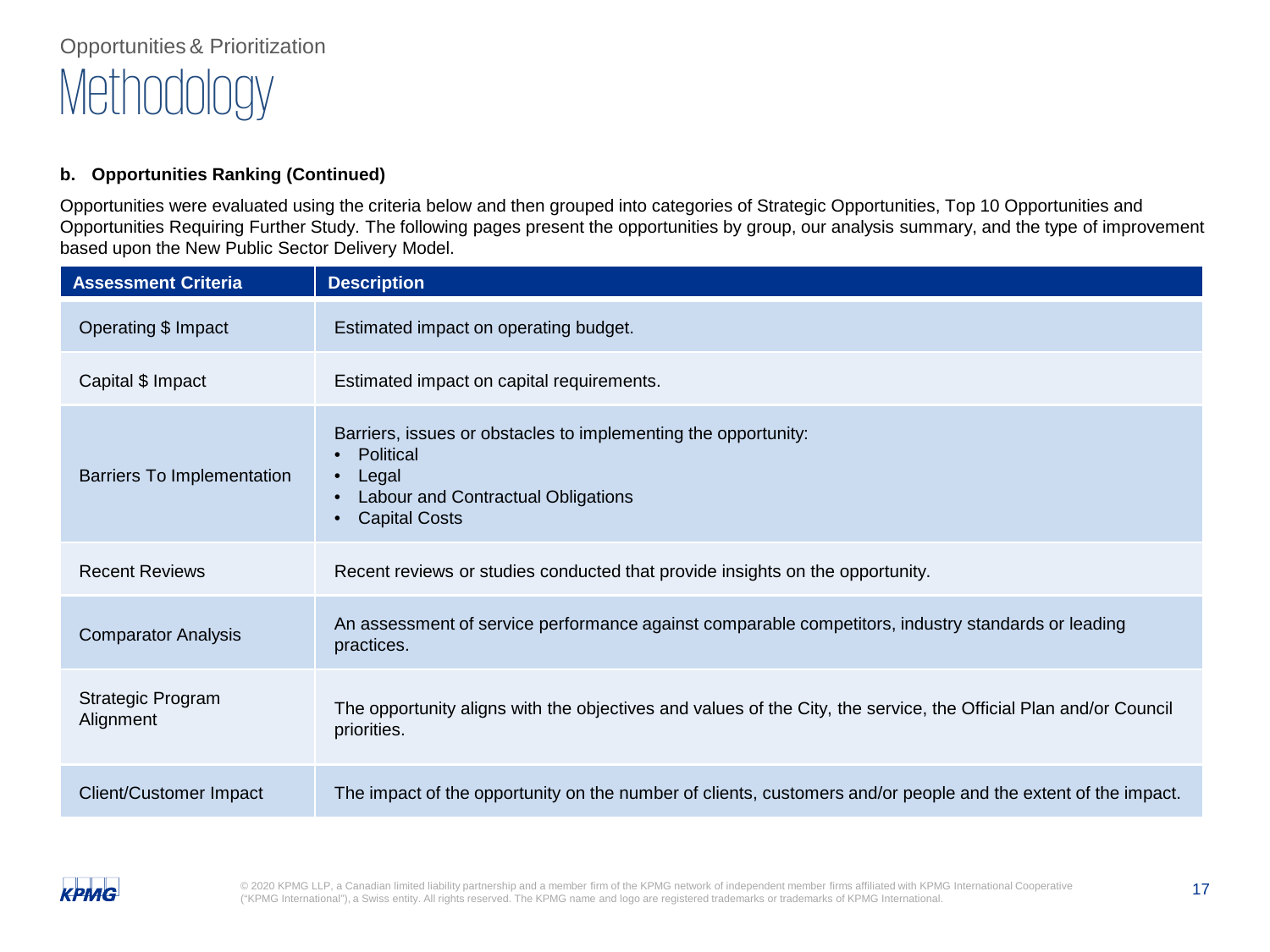Opportunities & Prioritization

# Methodology

**b. Opportunities Ranking (Continued)**

Opportunities were evaluated using the criteria below and then grouped into categories of Strategic Opportunities, Top 10 Opportunities and Opportunities Requiring Further Study. The following pages present the opportunities by group, our analysis summary, and the type of improvement based upon the New Public Sector Delivery Model.

| Assessment Criteria | Description |
|---|---|
| Operating $ Impact | Estimated impact on operating budget. |
| Capital $ Impact | Estimated impact on capital requirements. |
| Barriers To Implementation | Barriers, issues or obstacles to implementing the opportunity:<br>• Political<br>• Legal<br>• Labour and Contractual Obligations<br>• Capital Costs |
| Recent Reviews | Recent reviews or studies conducted that provide insights on the opportunity. |
| Comparator Analysis | An assessment of service performance against comparable competitors, industry standards or leading practices. |
| Strategic Program Alignment | The opportunity aligns with the objectives and values of the City, the service, the Official Plan and/or Council priorities. |
| Client/Customer Impact | The impact of the opportunity on the number of clients, customers and/or people and the extent of the impact. |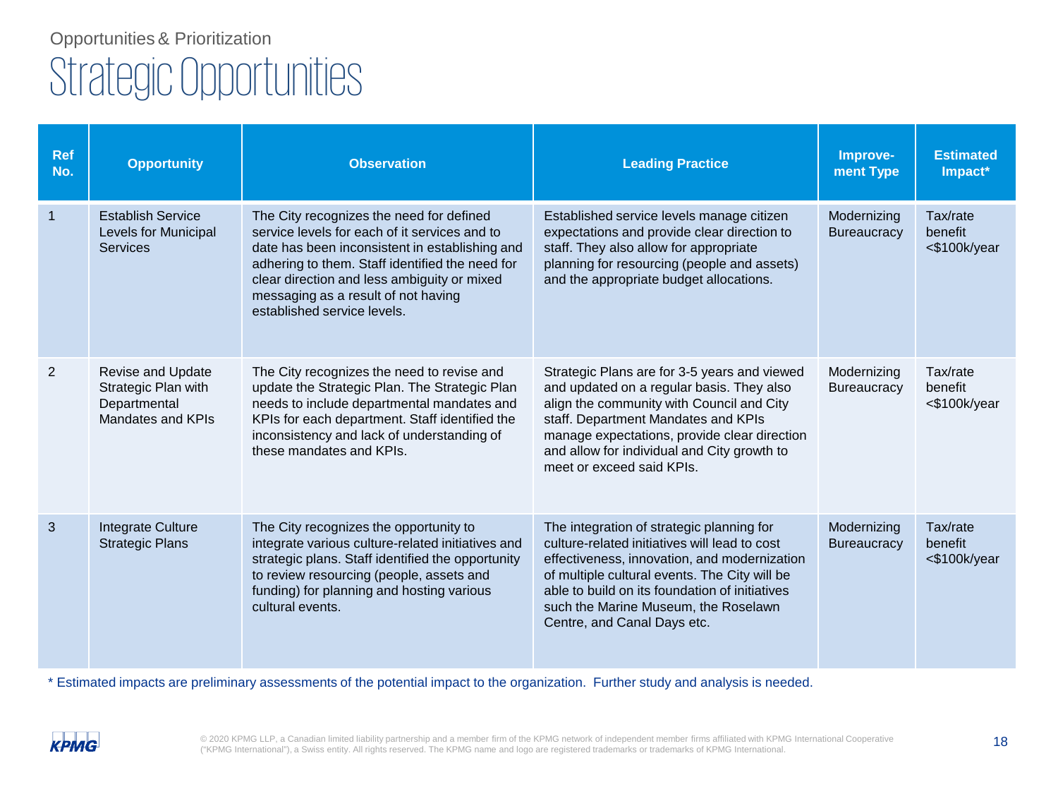Opportunities & Prioritization

# Strategic Opportunities

| Ref No. | Opportunity | Observation | Leading Practice | Improve-ment Type | Estimated Impact* |
|---|---|---|---|---|---|
| 1 | Establish Service Levels for Municipal Services | The City recognizes the need for defined service levels for each of it services and to date has been inconsistent in establishing and adhering to them. Staff identified the need for clear direction and less ambiguity or mixed messaging as a result of not having established service levels. | Established service levels manage citizen expectations and provide clear direction to staff. They also allow for appropriate planning for resourcing (people and assets) and the appropriate budget allocations. | Modernizing Bureaucracy | Tax/rate benefit <$100k/year |
| 2 | Revise and Update Strategic Plan with Departmental Mandates and KPIs | The City recognizes the need to revise and update the Strategic Plan. The Strategic Plan needs to include departmental mandates and KPIs for each department. Staff identified the inconsistency and lack of understanding of these mandates and KPIs. | Strategic Plans are for 3-5 years and viewed and updated on a regular basis. They also align the community with Council and City staff. Department Mandates and KPIs manage expectations, provide clear direction and allow for individual and City growth to meet or exceed said KPIs. | Modernizing Bureaucracy | Tax/rate benefit <$100k/year |
| 3 | Integrate Culture Strategic Plans | The City recognizes the opportunity to integrate various culture-related initiatives and strategic plans. Staff identified the opportunity to review resourcing (people, assets and funding) for planning and hosting various cultural events. | The integration of strategic planning for culture-related initiatives will lead to cost effectiveness, innovation, and modernization of multiple cultural events. The City will be able to build on its foundation of initiatives such the Marine Museum, the Roselawn Centre, and Canal Days etc. | Modernizing Bureaucracy | Tax/rate benefit <$100k/year |

* Estimated impacts are preliminary assessments of the potential impact to the organization. Further study and analysis is needed.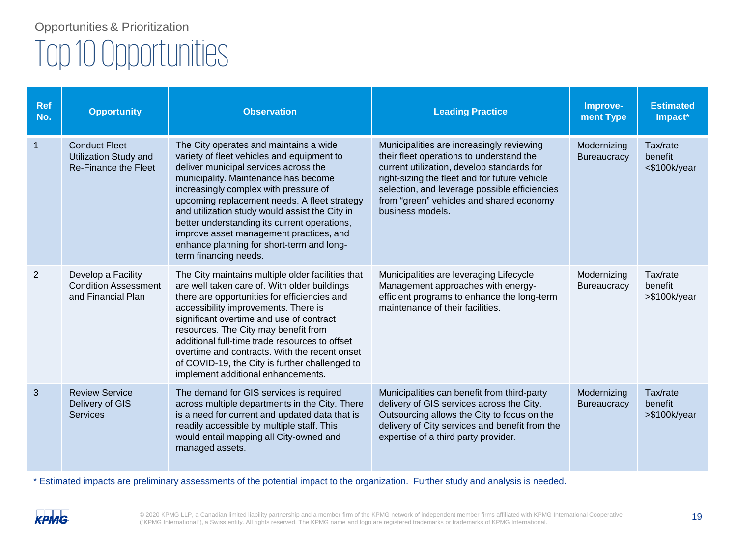Opportunities & Prioritization

# Top 10 Opportunities

| Ref No. | Opportunity | Observation | Leading Practice | Improve-ment Type | Estimated Impact* |
|---|---|---|---|---|---|
| 1 | Conduct Fleet Utilization Study and Re-Finance the Fleet | The City operates and maintains a wide variety of fleet vehicles and equipment to deliver municipal services across the municipality. Maintenance has become increasingly complex with pressure of upcoming replacement needs. A fleet strategy and utilization study would assist the City in better understanding its current operations, improve asset management practices, and enhance planning for short-term and long-term financing needs. | Municipalities are increasingly reviewing their fleet operations to understand the current utilization, develop standards for right-sizing the fleet and for future vehicle selection, and leverage possible efficiencies from "green" vehicles and shared economy business models. | Modernizing Bureaucracy | Tax/rate benefit <$100k/year |
| 2 | Develop a Facility Condition Assessment and Financial Plan | The City maintains multiple older facilities that are well taken care of. With older buildings there are opportunities for efficiencies and accessibility improvements. There is significant overtime and use of contract resources. The City may benefit from additional full-time trade resources to offset overtime and contracts. With the recent onset of COVID-19, the City is further challenged to implement additional enhancements. | Municipalities are leveraging Lifecycle Management approaches with energy-efficient programs to enhance the long-term maintenance of their facilities. | Modernizing Bureaucracy | Tax/rate benefit >$100k/year |
| 3 | Review Service Delivery of GIS Services | The demand for GIS services is required across multiple departments in the City. There is a need for current and updated data that is readily accessible by multiple staff. This would entail mapping all City-owned and managed assets. | Municipalities can benefit from third-party delivery of GIS services across the City. Outsourcing allows the City to focus on the delivery of City services and benefit from the expertise of a third party provider. | Modernizing Bureaucracy | Tax/rate benefit >$100k/year |

* Estimated impacts are preliminary assessments of the potential impact to the organization. Further study and analysis is needed.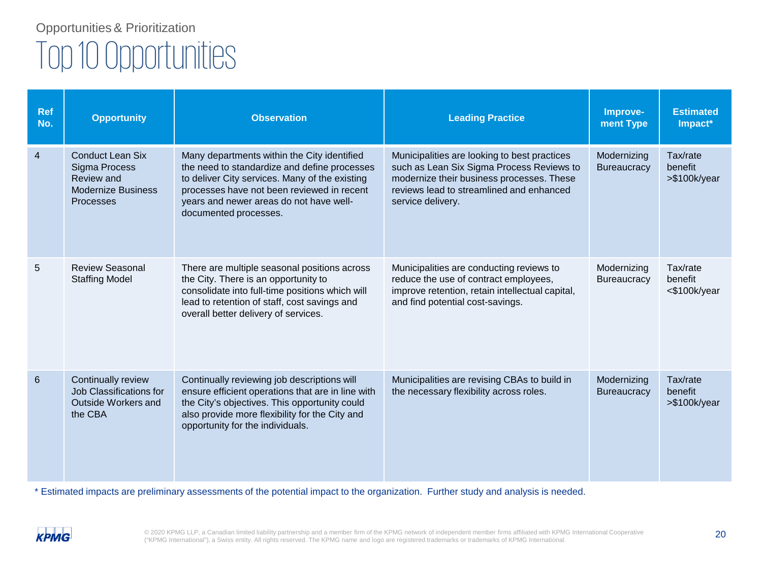Opportunities & Prioritization

# Top 10 Opportunities

| Ref No. | Opportunity | Observation | Leading Practice | Improve-ment Type | Estimated Impact* |
|---|---|---|---|---|---|
| 4 | Conduct Lean Six Sigma Process Review and Modernize Business Processes | Many departments within the City identified the need to standardize and define processes to deliver City services. Many of the existing processes have not been reviewed in recent years and newer areas do not have well-documented processes. | Municipalities are looking to best practices such as Lean Six Sigma Process Reviews to modernize their business processes. These reviews lead to streamlined and enhanced service delivery. | Modernizing Bureaucracy | Tax/rate benefit >$100k/year |
| 5 | Review Seasonal Staffing Model | There are multiple seasonal positions across the City. There is an opportunity to consolidate into full-time positions which will lead to retention of staff, cost savings and overall better delivery of services. | Municipalities are conducting reviews to reduce the use of contract employees, improve retention, retain intellectual capital, and find potential cost-savings. | Modernizing Bureaucracy | Tax/rate benefit <$100k/year |
| 6 | Continually review Job Classifications for Outside Workers and the CBA | Continually reviewing job descriptions will ensure efficient operations that are in line with the City's objectives. This opportunity could also provide more flexibility for the City and opportunity for the individuals. | Municipalities are revising CBAs to build in the necessary flexibility across roles. | Modernizing Bureaucracy | Tax/rate benefit >$100k/year |

* Estimated impacts are preliminary assessments of the potential impact to the organization. Further study and analysis is needed.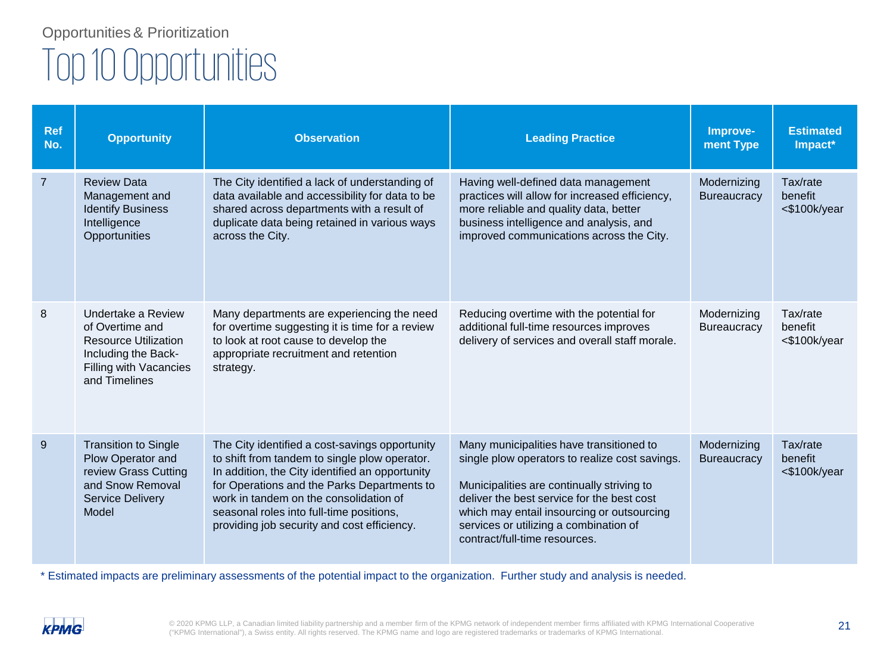Opportunities & Prioritization

# Top 10 Opportunities

| Ref No. | Opportunity | Observation | Leading Practice | Improve-ment Type | Estimated Impact* |
|---|---|---|---|---|---|
| 7 | Review Data Management and Identify Business Intelligence Opportunities | The City identified a lack of understanding of data available and accessibility for data to be shared across departments with a result of duplicate data being retained in various ways across the City. | Having well-defined data management practices will allow for increased efficiency, more reliable and quality data, better business intelligence and analysis, and improved communications across the City. | Modernizing Bureaucracy | Tax/rate benefit <$100k/year |
| 8 | Undertake a Review of Overtime and Resource Utilization Including the Back-Filling with Vacancies and Timelines | Many departments are experiencing the need for overtime suggesting it is time for a review to look at root cause to develop the appropriate recruitment and retention strategy. | Reducing overtime with the potential for additional full-time resources improves delivery of services and overall staff morale. | Modernizing Bureaucracy | Tax/rate benefit <$100k/year |
| 9 | Transition to Single Plow Operator and review Grass Cutting and Snow Removal Service Delivery Model | The City identified a cost-savings opportunity to shift from tandem to single plow operator. In addition, the City identified an opportunity for Operations and the Parks Departments to work in tandem on the consolidation of seasonal roles into full-time positions, providing job security and cost efficiency. | Many municipalities have transitioned to single plow operators to realize cost savings.<br><br>Municipalities are continually striving to deliver the best service for the best cost which may entail insourcing or outsourcing services or utilizing a combination of contract/full-time resources. | Modernizing Bureaucracy | Tax/rate benefit <$100k/year |

* Estimated impacts are preliminary assessments of the potential impact to the organization. Further study and analysis is needed.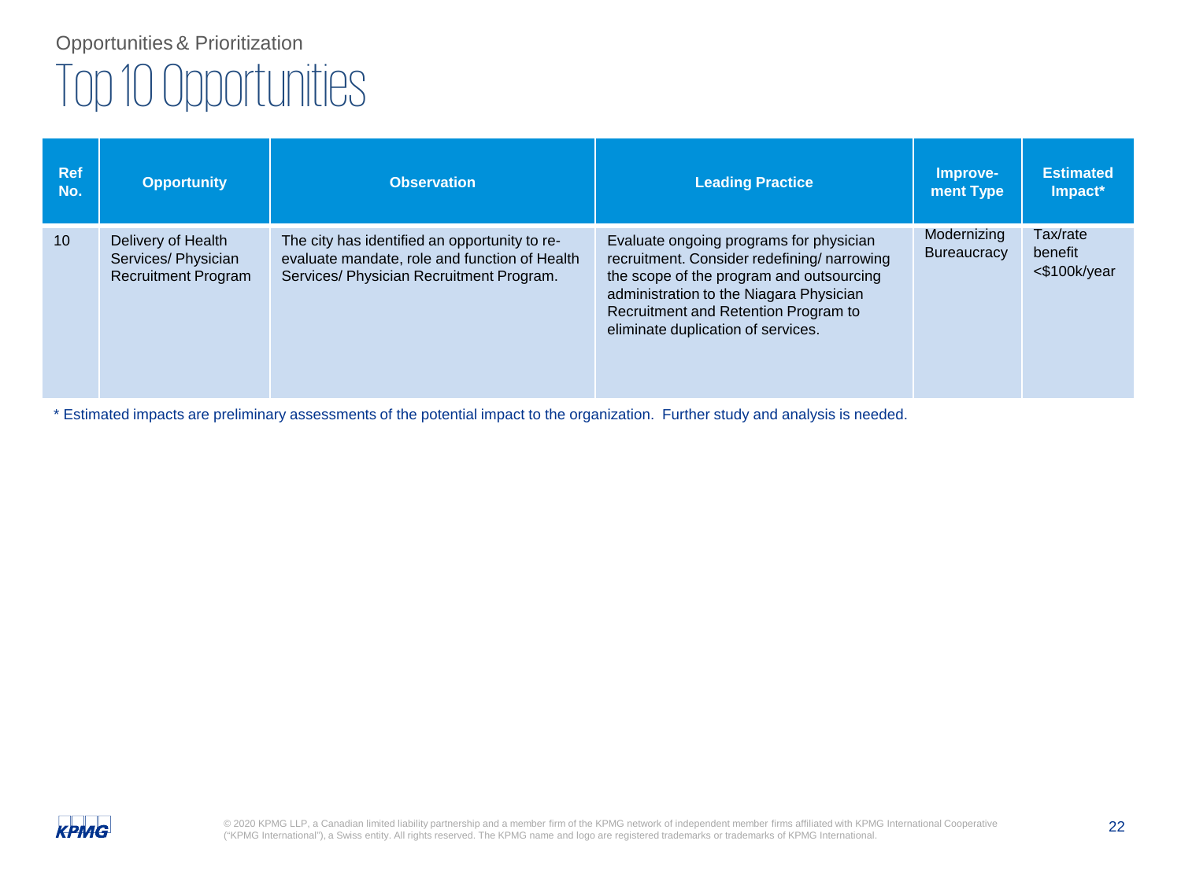Opportunities & Prioritization

# Top 10 Opportunities

| Ref No. | Opportunity | Observation | Leading Practice | Improve-ment Type | Estimated Impact* |
|---|---|---|---|---|---|
| 10 | Delivery of Health Services/ Physician Recruitment Program | The city has identified an opportunity to re-evaluate mandate, role and function of Health Services/ Physician Recruitment Program. | Evaluate ongoing programs for physician recruitment. Consider redefining/ narrowing the scope of the program and outsourcing administration to the Niagara Physician Recruitment and Retention Program to eliminate duplication of services. | Modernizing Bureaucracy | Tax/rate benefit <$100k/year |

* Estimated impacts are preliminary assessments of the potential impact to the organization. Further study and analysis is needed.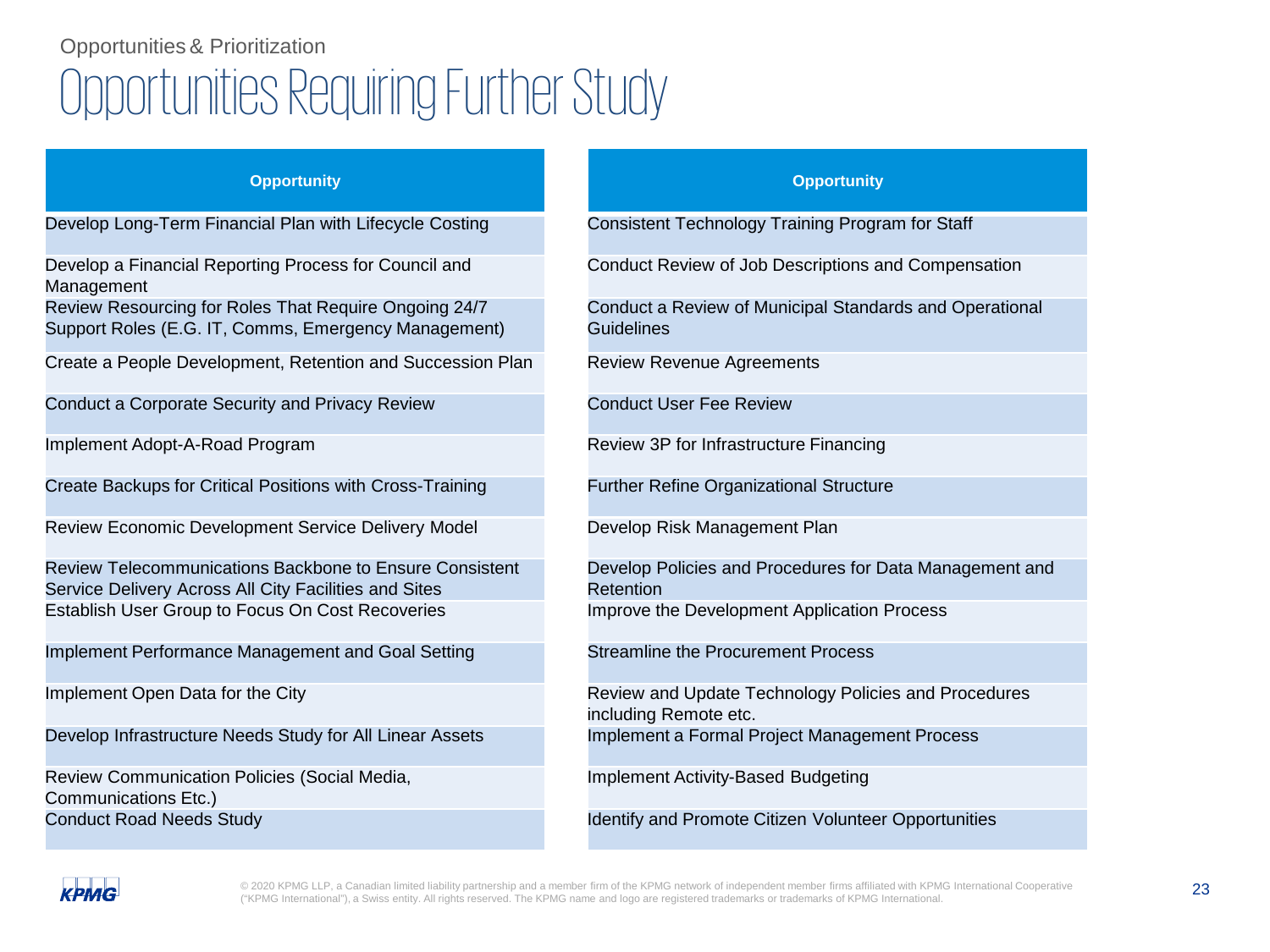Opportunities & Prioritization

# Opportunities Requiring Further Study

| Opportunity |
| --- |
| Develop Long-Term Financial Plan with Lifecycle Costing |
| Develop a Financial Reporting Process for Council and Management |
| Review Resourcing for Roles That Require Ongoing 24/7 Support Roles (E.G. IT, Comms, Emergency Management) |
| Create a People Development, Retention and Succession Plan |
| Conduct a Corporate Security and Privacy Review |
| Implement Adopt-A-Road Program |
| Create Backups for Critical Positions with Cross-Training |
| Review Economic Development Service Delivery Model |
| Review Telecommunications Backbone to Ensure Consistent Service Delivery Across All City Facilities and Sites |
| Establish User Group to Focus On Cost Recoveries |
| Implement Performance Management and Goal Setting |
| Implement Open Data for the City |
| Develop Infrastructure Needs Study for All Linear Assets |
| Review Communication Policies (Social Media, Communications Etc.) |
| Conduct Road Needs Study |

| Opportunity |
| --- |
| Consistent Technology Training Program for Staff |
| Conduct Review of Job Descriptions and Compensation |
| Conduct a Review of Municipal Standards and Operational Guidelines |
| Review Revenue Agreements |
| Conduct User Fee Review |
| Review 3P for Infrastructure Financing |
| Further Refine Organizational Structure |
| Develop Risk Management Plan |
| Develop Policies and Procedures for Data Management and Retention |
| Improve the Development Application Process |
| Streamline the Procurement Process |
| Review and Update Technology Policies and Procedures including Remote etc. |
| Implement a Formal Project Management Process |
| Implement Activity-Based Budgeting |
| Identify and Promote Citizen Volunteer Opportunities |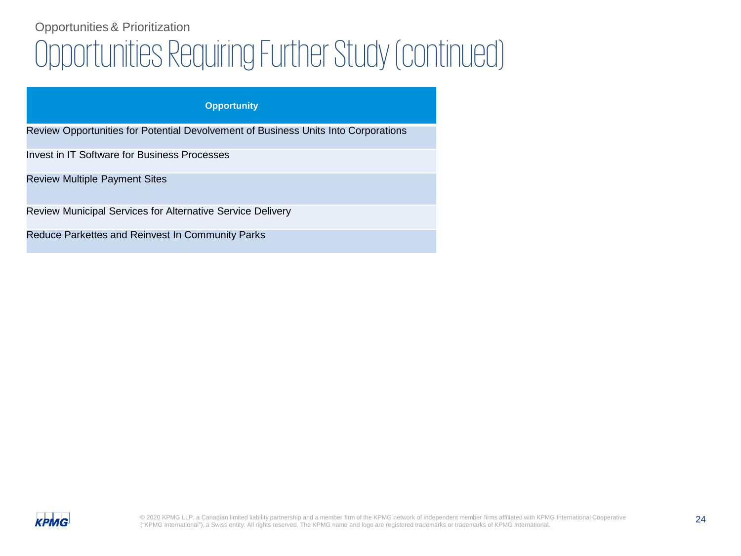Opportunities & Prioritization

# Opportunities Requiring Further Study (continued)

| Opportunity |
|---|
| Review Opportunities for Potential Devolvement of Business Units Into Corporations |
| Invest in IT Software for Business Processes |
| Review Multiple Payment Sites |
| Review Municipal Services for Alternative Service Delivery |
| Reduce Parkettes and Reinvest In Community Parks |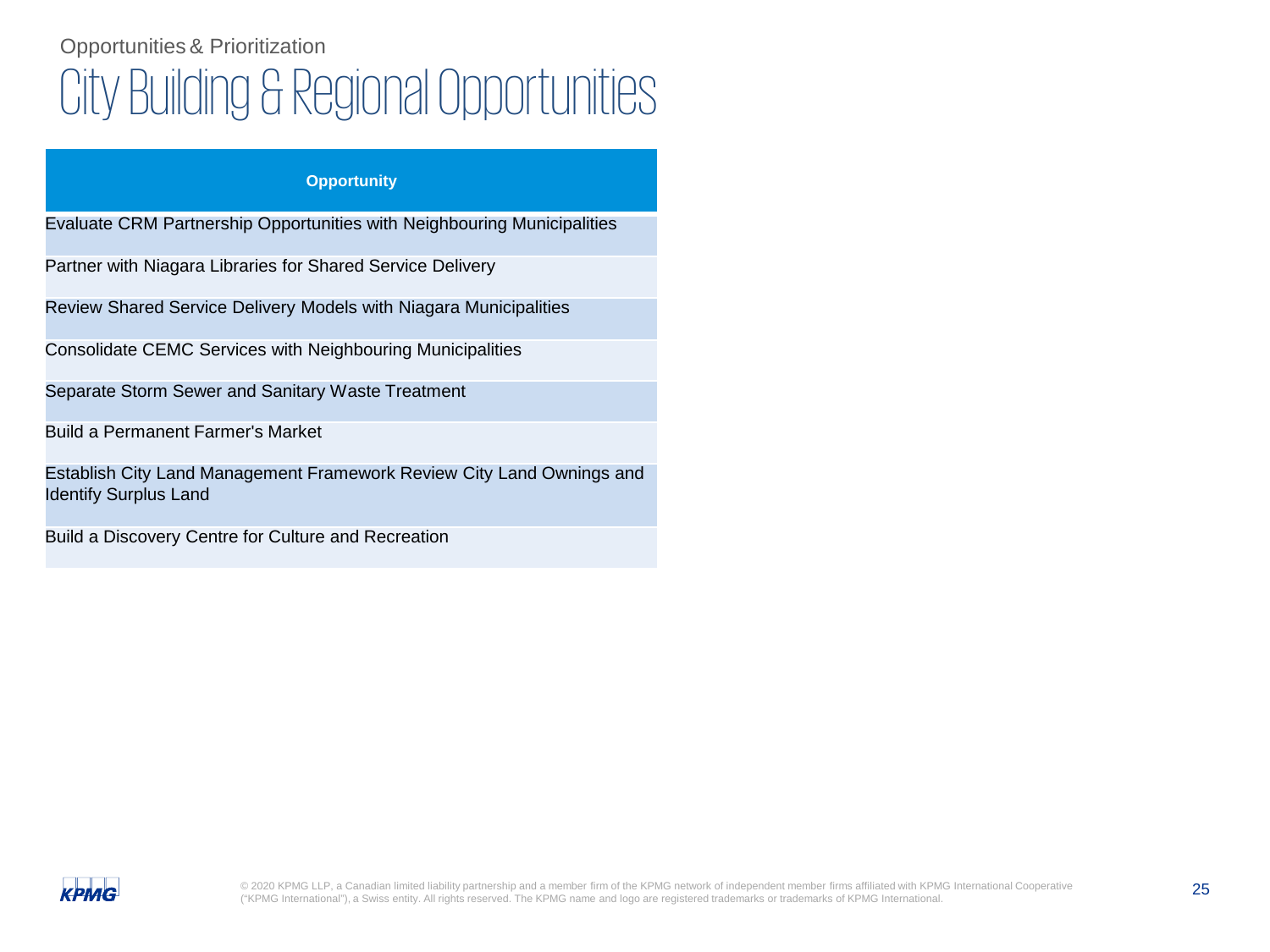Opportunities & Prioritization

# City Building & Regional Opportunities

| Opportunity |
| --- |
| Evaluate CRM Partnership Opportunities with Neighbouring Municipalities |
| Partner with Niagara Libraries for Shared Service Delivery |
| Review Shared Service Delivery Models with Niagara Municipalities |
| Consolidate CEMC Services with Neighbouring Municipalities |
| Separate Storm Sewer and Sanitary Waste Treatment |
| Build a Permanent Farmer's Market |
| Establish City Land Management Framework Review City Land Ownings and Identify Surplus Land |
| Build a Discovery Centre for Culture and Recreation |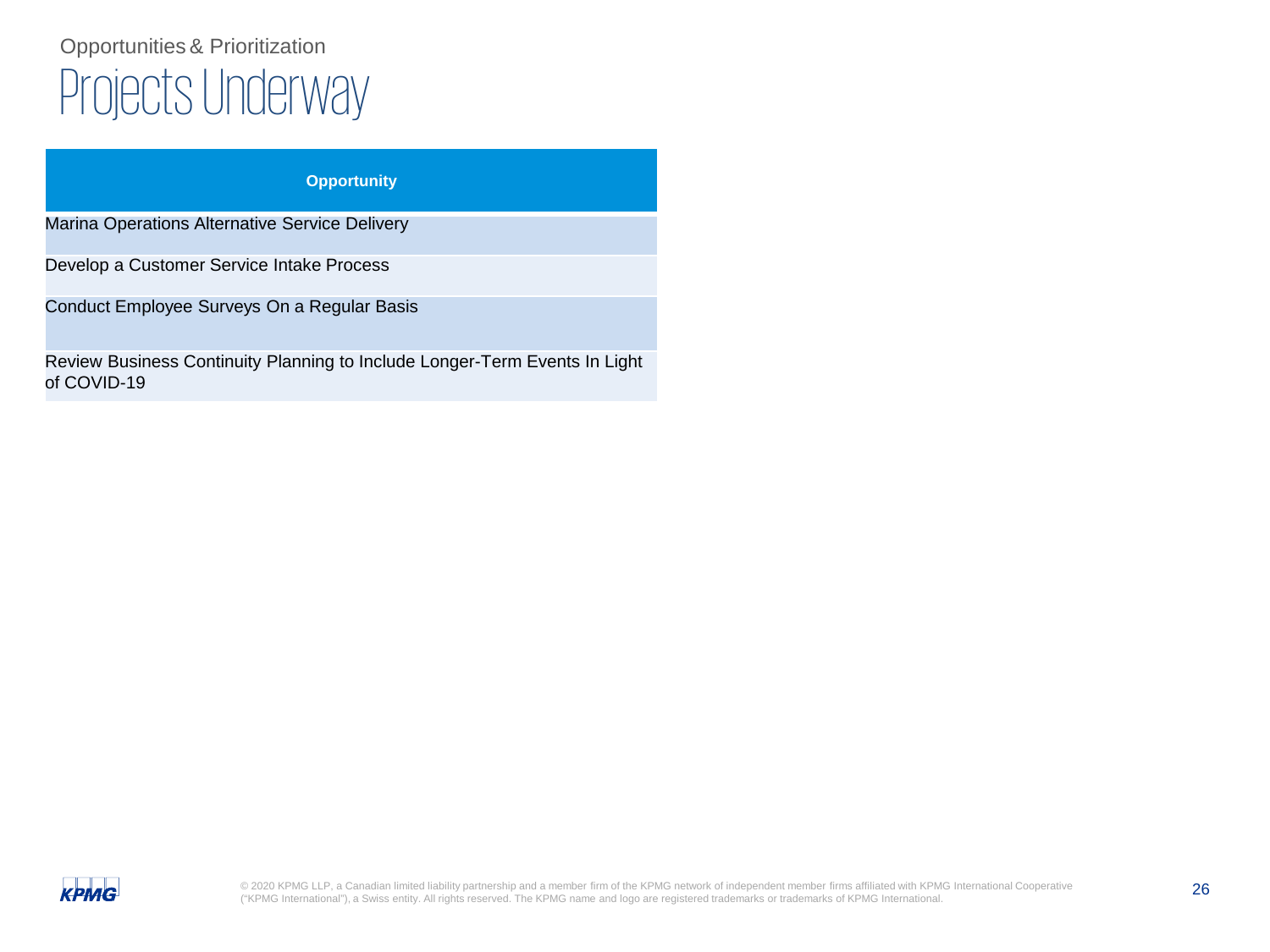## Opportunities & Prioritization

# Projects Underway

| Opportunity |
| --- |
| Marina Operations Alternative Service Delivery |
| Develop a Customer Service Intake Process |
| Conduct Employee Surveys On a Regular Basis |
| Review Business Continuity Planning to Include Longer-Term Events In Light of COVID-19 |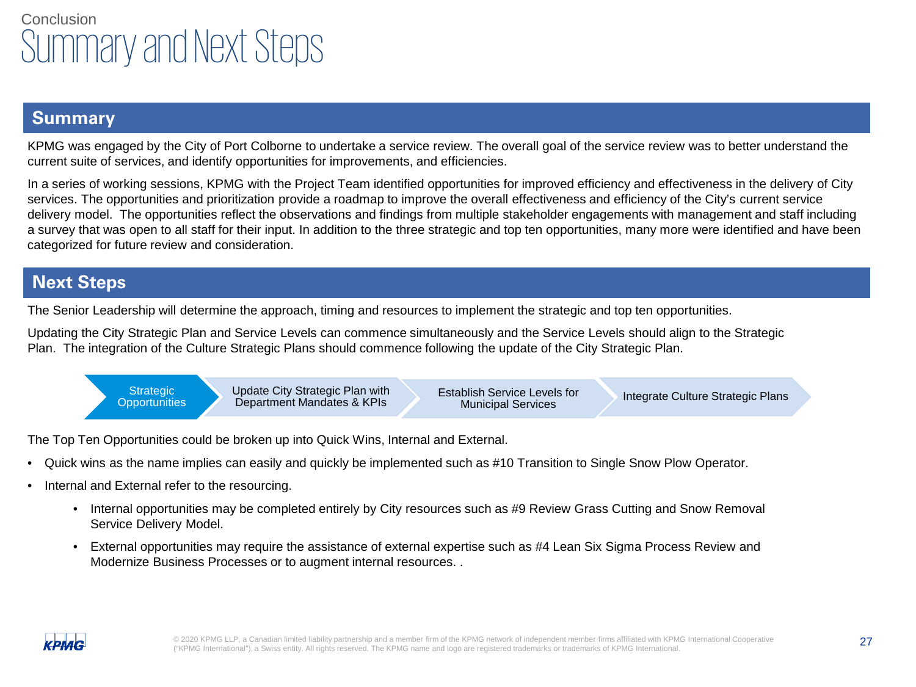Conclusion

# Summary and Next Steps

## Summary

KPMG was engaged by the City of Port Colborne to undertake a service review. The overall goal of the service review was to better understand the current suite of services, and identify opportunities for improvements, and efficiencies.

In a series of working sessions, KPMG with the Project Team identified opportunities for improved efficiency and effectiveness in the delivery of City services. The opportunities and prioritization provide a roadmap to improve the overall effectiveness and efficiency of the City's current service delivery model. The opportunities reflect the observations and findings from multiple stakeholder engagements with management and staff including a survey that was open to all staff for their input. In addition to the three strategic and top ten opportunities, many more were identified and have been categorized for future review and consideration.

## Next Steps

The Senior Leadership will determine the approach, timing and resources to implement the strategic and top ten opportunities.

Updating the City Strategic Plan and Service Levels can commence simultaneously and the Service Levels should align to the Strategic Plan. The integration of the Culture Strategic Plans should commence following the update of the City Strategic Plan.

Strategic Opportunities → Update City Strategic Plan with Department Mandates & KPIs → Establish Service Levels for Municipal Services → Integrate Culture Strategic Plans

The Top Ten Opportunities could be broken up into Quick Wins, Internal and External.

- Quick wins as the name implies can easily and quickly be implemented such as #10 Transition to Single Snow Plow Operator.
- Internal and External refer to the resourcing.
  - Internal opportunities may be completed entirely by City resources such as #9 Review Grass Cutting and Snow Removal Service Delivery Model.
  - External opportunities may require the assistance of external expertise such as #4 Lean Six Sigma Process Review and Modernize Business Processes or to augment internal resources. .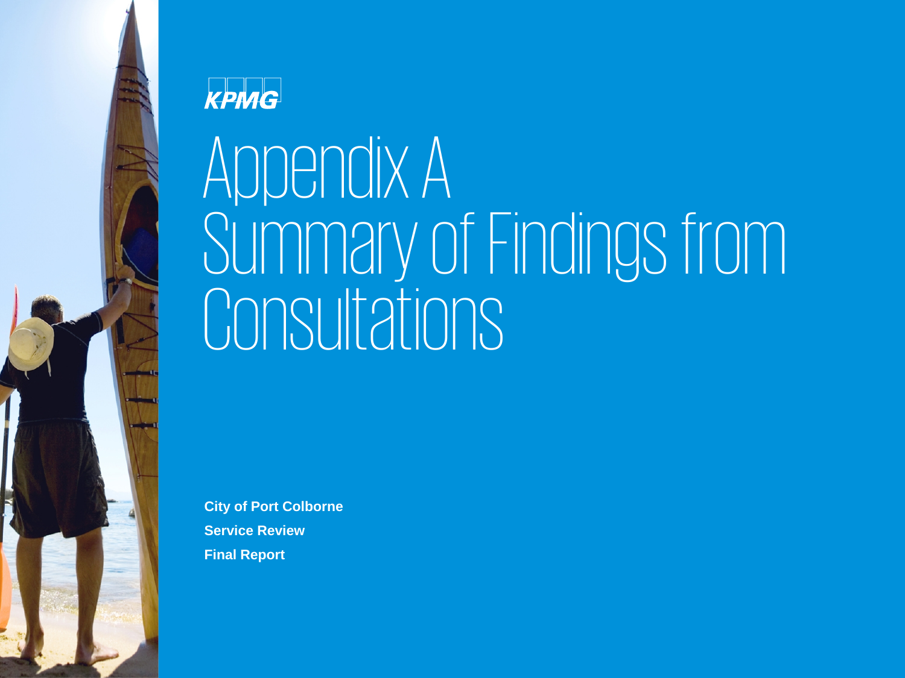# Appendix A
# Summary of Findings from Consultations

**City of Port Colborne**

**Service Review**

**Final Report**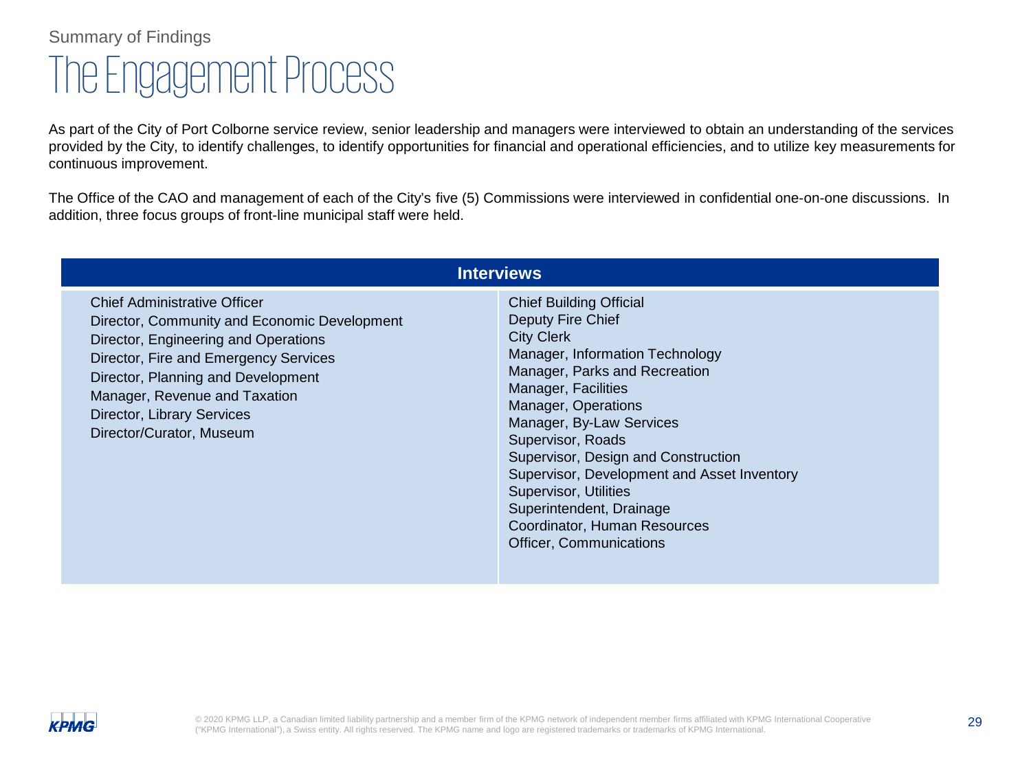Summary of Findings

# The Engagement Process

As part of the City of Port Colborne service review, senior leadership and managers were interviewed to obtain an understanding of the services provided by the City, to identify challenges, to identify opportunities for financial and operational efficiencies, and to utilize key measurements for continuous improvement.

The Office of the CAO and management of each of the City's five (5) Commissions were interviewed in confidential one-on-one discussions. In addition, three focus groups of front-line municipal staff were held.

| Interviews | |
|---|---|
| Chief Administrative Officer<br>Director, Community and Economic Development<br>Director, Engineering and Operations<br>Director, Fire and Emergency Services<br>Director, Planning and Development<br>Manager, Revenue and Taxation<br>Director, Library Services<br>Director/Curator, Museum | Chief Building Official<br>Deputy Fire Chief<br>City Clerk<br>Manager, Information Technology<br>Manager, Parks and Recreation<br>Manager, Facilities<br>Manager, Operations<br>Manager, By-Law Services<br>Supervisor, Roads<br>Supervisor, Design and Construction<br>Supervisor, Development and Asset Inventory<br>Supervisor, Utilities<br>Superintendent, Drainage<br>Coordinator, Human Resources<br>Officer, Communications |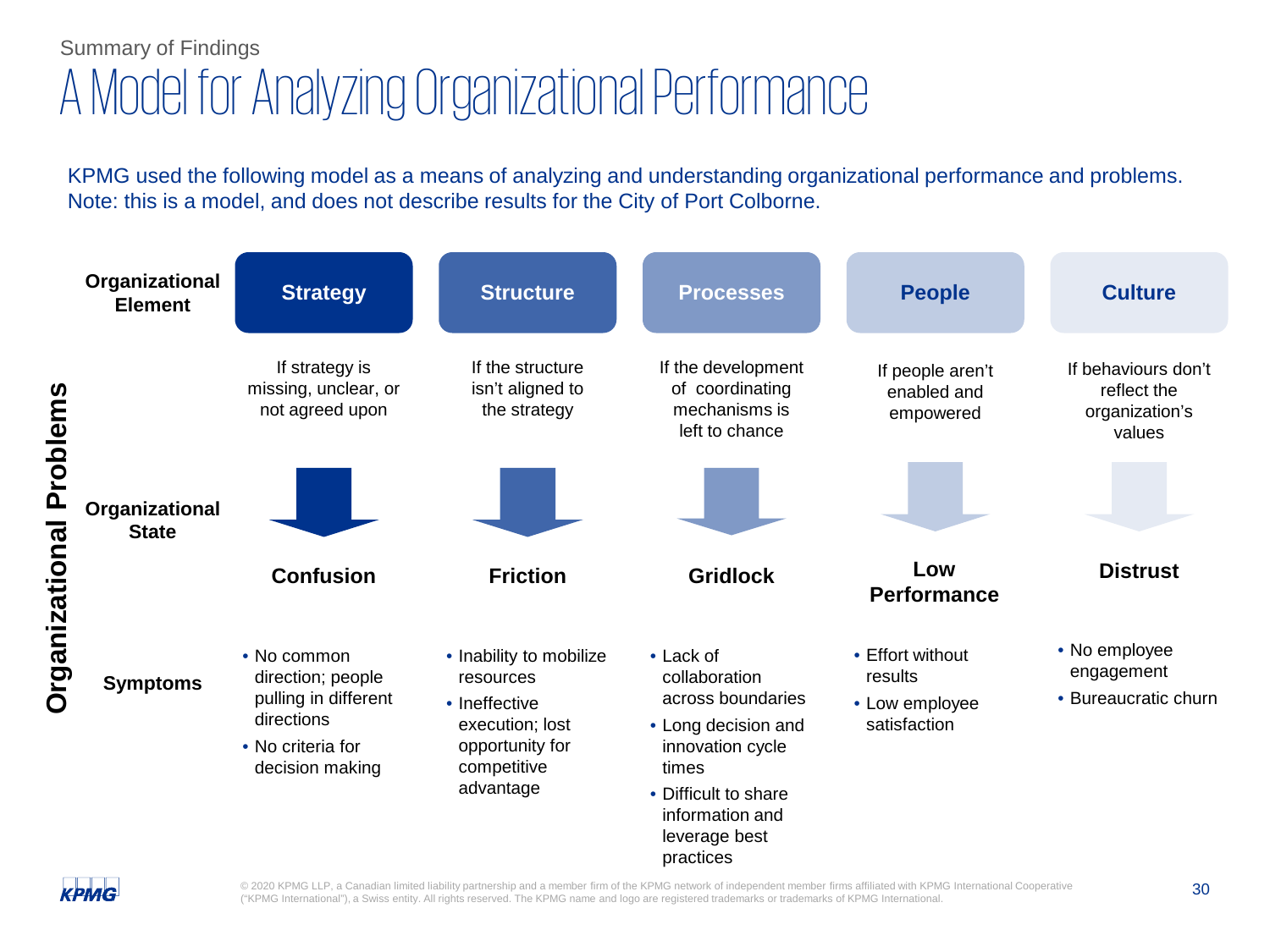Summary of Findings

# A Model for Analyzing Organizational Performance

KPMG used the following model as a means of analyzing and understanding organizational performance and problems. Note: this is a model, and does not describe results for the City of Port Colborne.

**Organizational Problems**

| Organizational Element | Strategy | Structure | Processes | People | Culture |
|---|---|---|---|---|---|
| | If strategy is missing, unclear, or not agreed upon | If the structure isn't aligned to the strategy | If the development of coordinating mechanisms is left to chance | If people aren't enabled and empowered | If behaviours don't reflect the organization's values |
| **Organizational State** | **Confusion** | **Friction** | **Gridlock** | **Low Performance** | **Distrust** |
| **Symptoms** | • No common direction; people pulling in different directions<br>• No criteria for decision making | • Inability to mobilize resources<br>• Ineffective execution; lost opportunity for competitive advantage | • Lack of collaboration across boundaries<br>• Long decision and innovation cycle times<br>• Difficult to share information and leverage best practices | • Effort without results<br>• Low employee satisfaction | • No employee engagement<br>• Bureaucratic churn |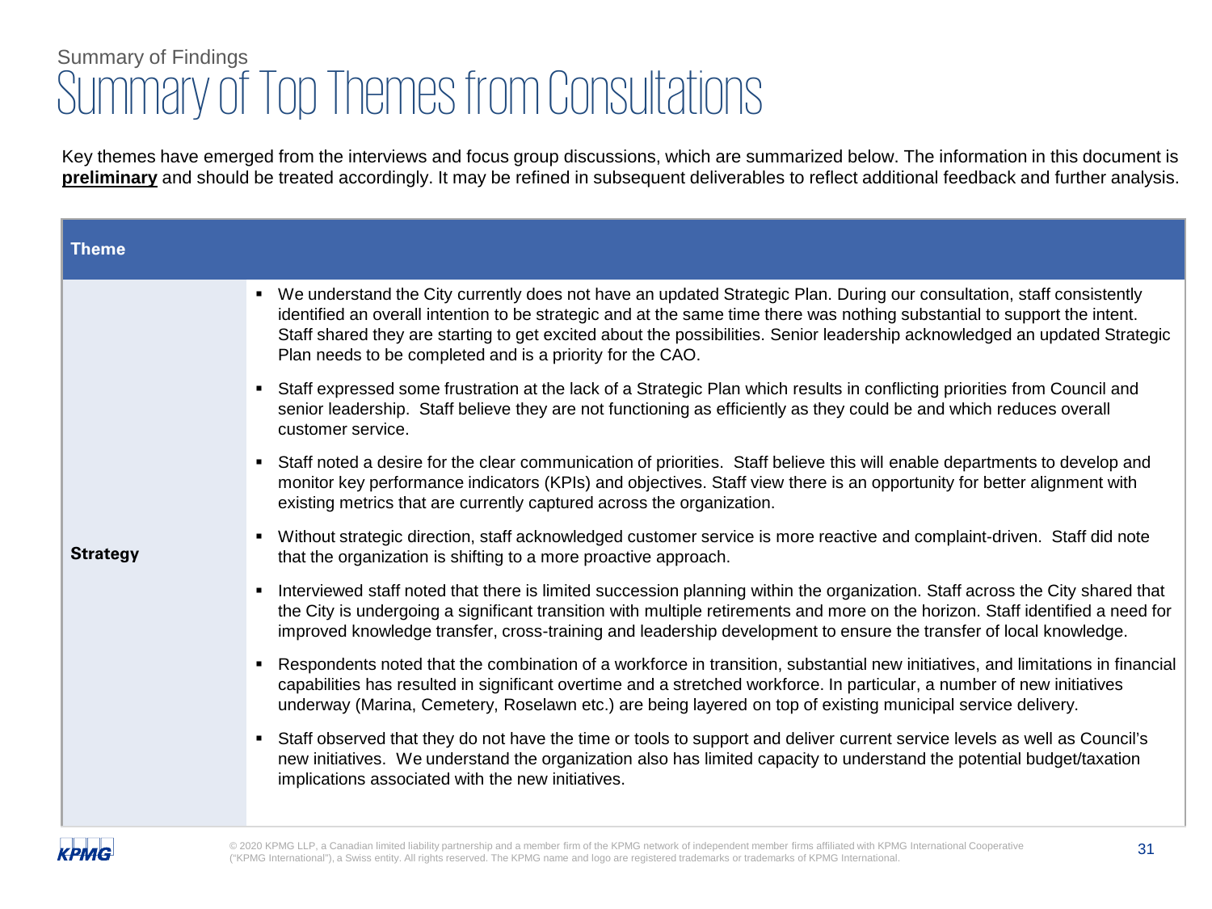Summary of Findings

# Summary of Top Themes from Consultations

Key themes have emerged from the interviews and focus group discussions, which are summarized below. The information in this document is **preliminary** and should be treated accordingly. It may be refined in subsequent deliverables to reflect additional feedback and further analysis.

| Theme | |
|---|---|
| **Strategy** | ▪ We understand the City currently does not have an updated Strategic Plan. During our consultation, staff consistently identified an overall intention to be strategic and at the same time there was nothing substantial to support the intent. Staff shared they are starting to get excited about the possibilities. Senior leadership acknowledged an updated Strategic Plan needs to be completed and is a priority for the CAO.<br>▪ Staff expressed some frustration at the lack of a Strategic Plan which results in conflicting priorities from Council and senior leadership. Staff believe they are not functioning as efficiently as they could be and which reduces overall customer service.<br>▪ Staff noted a desire for the clear communication of priorities. Staff believe this will enable departments to develop and monitor key performance indicators (KPIs) and objectives. Staff view there is an opportunity for better alignment with existing metrics that are currently captured across the organization.<br>▪ Without strategic direction, staff acknowledged customer service is more reactive and complaint-driven. Staff did note that the organization is shifting to a more proactive approach.<br>▪ Interviewed staff noted that there is limited succession planning within the organization. Staff across the City shared that the City is undergoing a significant transition with multiple retirements and more on the horizon. Staff identified a need for improved knowledge transfer, cross-training and leadership development to ensure the transfer of local knowledge.<br>▪ Respondents noted that the combination of a workforce in transition, substantial new initiatives, and limitations in financial capabilities has resulted in significant overtime and a stretched workforce. In particular, a number of new initiatives underway (Marina, Cemetery, Roselawn etc.) are being layered on top of existing municipal service delivery.<br>▪ Staff observed that they do not have the time or tools to support and deliver current service levels as well as Council's new initiatives. We understand the organization also has limited capacity to understand the potential budget/taxation implications associated with the new initiatives. |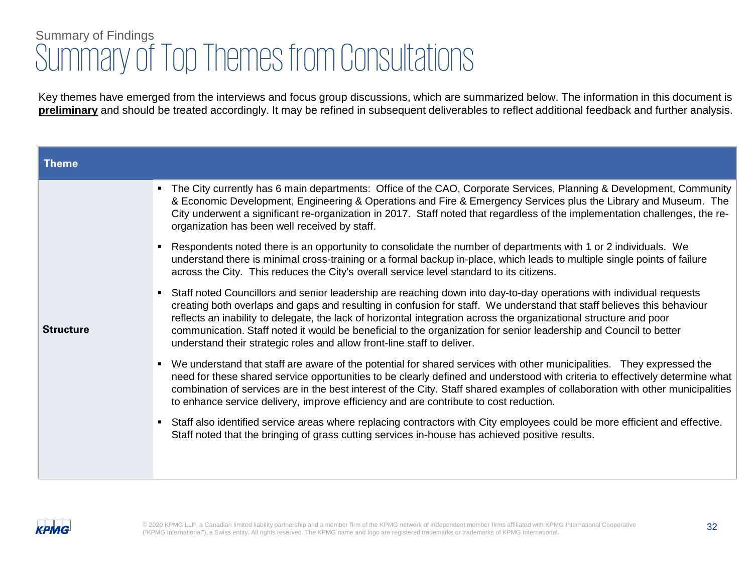Summary of Findings

# Summary of Top Themes from Consultations

Key themes have emerged from the interviews and focus group discussions, which are summarized below. The information in this document is **preliminary** and should be treated accordingly. It may be refined in subsequent deliverables to reflect additional feedback and further analysis.

| Theme | |
|---|---|
| **Structure** | ▪ The City currently has 6 main departments: Office of the CAO, Corporate Services, Planning & Development, Community & Economic Development, Engineering & Operations and Fire & Emergency Services plus the Library and Museum. The City underwent a significant re-organization in 2017. Staff noted that regardless of the implementation challenges, the re-organization has been well received by staff.<br><br>▪ Respondents noted there is an opportunity to consolidate the number of departments with 1 or 2 individuals. We understand there is minimal cross-training or a formal backup in-place, which leads to multiple single points of failure across the City. This reduces the City's overall service level standard to its citizens.<br><br>▪ Staff noted Councillors and senior leadership are reaching down into day-to-day operations with individual requests creating both overlaps and gaps and resulting in confusion for staff. We understand that staff believes this behaviour reflects an inability to delegate, the lack of horizontal integration across the organizational structure and poor communication. Staff noted it would be beneficial to the organization for senior leadership and Council to better understand their strategic roles and allow front-line staff to deliver.<br><br>▪ We understand that staff are aware of the potential for shared services with other municipalities. They expressed the need for these shared service opportunities to be clearly defined and understood with criteria to effectively determine what combination of services are in the best interest of the City. Staff shared examples of collaboration with other municipalities to enhance service delivery, improve efficiency and are contribute to cost reduction.<br><br>▪ Staff also identified service areas where replacing contractors with City employees could be more efficient and effective. Staff noted that the bringing of grass cutting services in-house has achieved positive results. |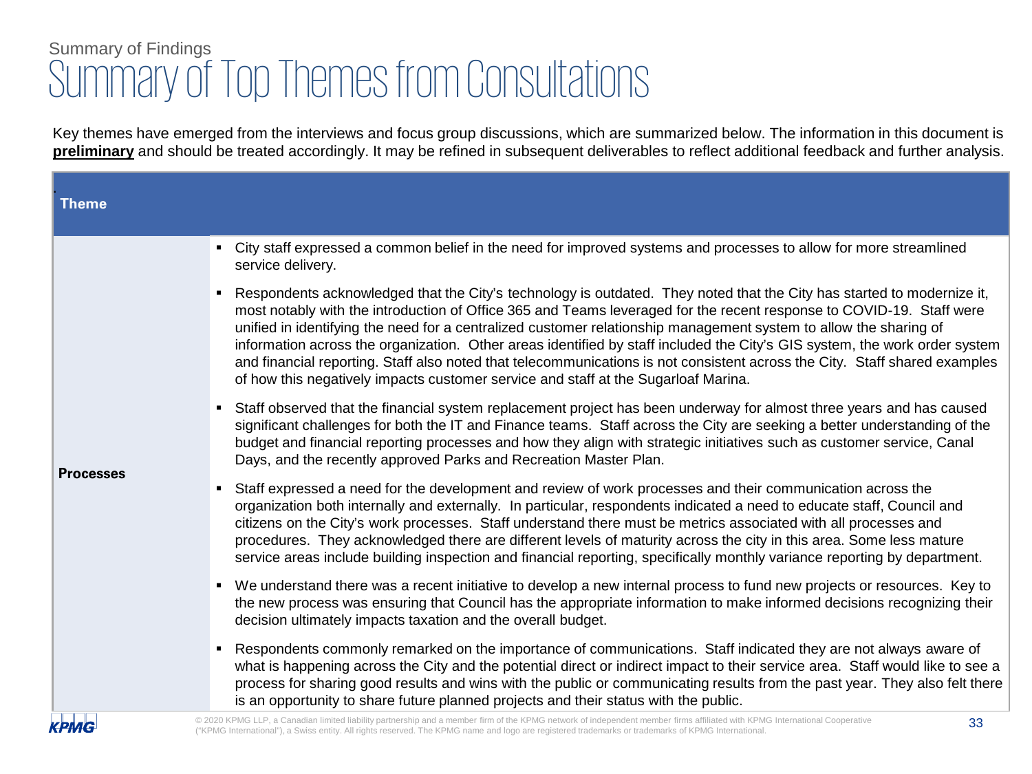Summary of Findings

# Summary of Top Themes from Consultations

Key themes have emerged from the interviews and focus group discussions, which are summarized below. The information in this document is **preliminary** and should be treated accordingly. It may be refined in subsequent deliverables to reflect additional feedback and further analysis.

| Theme | |
|---|---|
| **Processes** | ▪ City staff expressed a common belief in the need for improved systems and processes to allow for more streamlined service delivery.<br>▪ Respondents acknowledged that the City's technology is outdated. They noted that the City has started to modernize it, most notably with the introduction of Office 365 and Teams leveraged for the recent response to COVID-19. Staff were unified in identifying the need for a centralized customer relationship management system to allow the sharing of information across the organization. Other areas identified by staff included the City's GIS system, the work order system and financial reporting. Staff also noted that telecommunications is not consistent across the City. Staff shared examples of how this negatively impacts customer service and staff at the Sugarloaf Marina.<br>▪ Staff observed that the financial system replacement project has been underway for almost three years and has caused significant challenges for both the IT and Finance teams. Staff across the City are seeking a better understanding of the budget and financial reporting processes and how they align with strategic initiatives such as customer service, Canal Days, and the recently approved Parks and Recreation Master Plan.<br>▪ Staff expressed a need for the development and review of work processes and their communication across the organization both internally and externally. In particular, respondents indicated a need to educate staff, Council and citizens on the City's work processes. Staff understand there must be metrics associated with all processes and procedures. They acknowledged there are different levels of maturity across the city in this area. Some less mature service areas include building inspection and financial reporting, specifically monthly variance reporting by department.<br>▪ We understand there was a recent initiative to develop a new internal process to fund new projects or resources. Key to the new process was ensuring that Council has the appropriate information to make informed decisions recognizing their decision ultimately impacts taxation and the overall budget.<br>▪ Respondents commonly remarked on the importance of communications. Staff indicated they are not always aware of what is happening across the City and the potential direct or indirect impact to their service area. Staff would like to see a process for sharing good results and wins with the public or communicating results from the past year. They also felt there is an opportunity to share future planned projects and their status with the public. |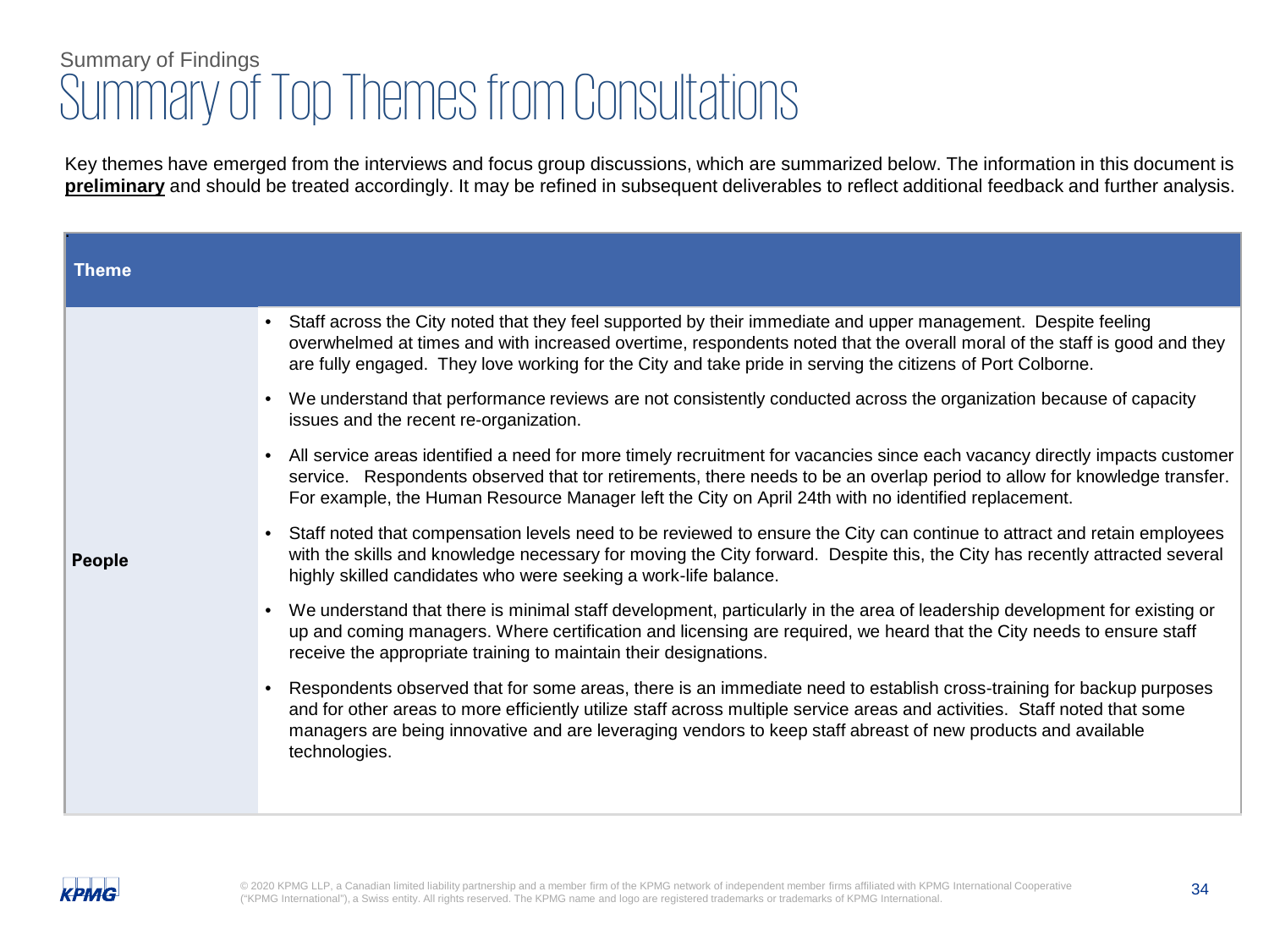Summary of Findings

# Summary of Top Themes from Consultations

Key themes have emerged from the interviews and focus group discussions, which are summarized below. The information in this document is **preliminary** and should be treated accordingly. It may be refined in subsequent deliverables to reflect additional feedback and further analysis.

| Theme | |
|---|---|
| **People** | • Staff across the City noted that they feel supported by their immediate and upper management. Despite feeling overwhelmed at times and with increased overtime, respondents noted that the overall moral of the staff is good and they are fully engaged. They love working for the City and take pride in serving the citizens of Port Colborne.<br>• We understand that performance reviews are not consistently conducted across the organization because of capacity issues and the recent re-organization.<br>• All service areas identified a need for more timely recruitment for vacancies since each vacancy directly impacts customer service. Respondents observed that tor retirements, there needs to be an overlap period to allow for knowledge transfer. For example, the Human Resource Manager left the City on April 24th with no identified replacement.<br>• Staff noted that compensation levels need to be reviewed to ensure the City can continue to attract and retain employees with the skills and knowledge necessary for moving the City forward. Despite this, the City has recently attracted several highly skilled candidates who were seeking a work-life balance.<br>• We understand that there is minimal staff development, particularly in the area of leadership development for existing or up and coming managers. Where certification and licensing are required, we heard that the City needs to ensure staff receive the appropriate training to maintain their designations.<br>• Respondents observed that for some areas, there is an immediate need to establish cross-training for backup purposes and for other areas to more efficiently utilize staff across multiple service areas and activities. Staff noted that some managers are being innovative and are leveraging vendors to keep staff abreast of new products and available technologies. |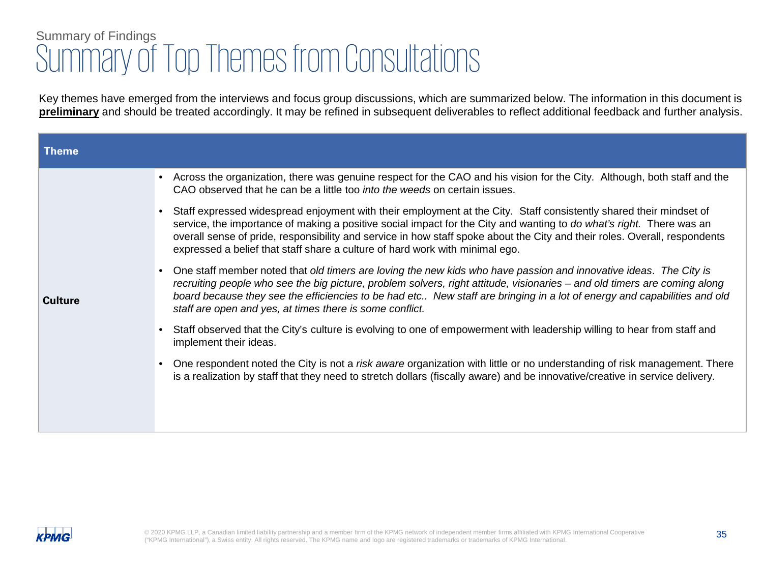Summary of Findings

# Summary of Top Themes from Consultations

Key themes have emerged from the interviews and focus group discussions, which are summarized below. The information in this document is **preliminary** and should be treated accordingly. It may be refined in subsequent deliverables to reflect additional feedback and further analysis.

| Theme | |
|---|---|
| **Culture** | • Across the organization, there was genuine respect for the CAO and his vision for the City. Although, both staff and the CAO observed that he can be a little too *into the weeds* on certain issues.<br>• Staff expressed widespread enjoyment with their employment at the City. Staff consistently shared their mindset of service, the importance of making a positive social impact for the City and wanting to *do what's right.* There was an overall sense of pride, responsibility and service in how staff spoke about the City and their roles. Overall, respondents expressed a belief that staff share a culture of hard work with minimal ego.<br>• One staff member noted that *old timers are loving the new kids who have passion and innovative ideas*. *The City is recruiting people who see the big picture, problem solvers, right attitude, visionaries – and old timers are coming along board because they see the efficiencies to be had etc.. New staff are bringing in a lot of energy and capabilities and old staff are open and yes, at times there is some conflict.*<br>• Staff observed that the City's culture is evolving to one of empowerment with leadership willing to hear from staff and implement their ideas.<br>• One respondent noted the City is not a *risk aware* organization with little or no understanding of risk management. There is a realization by staff that they need to stretch dollars (fiscally aware) and be innovative/creative in service delivery. |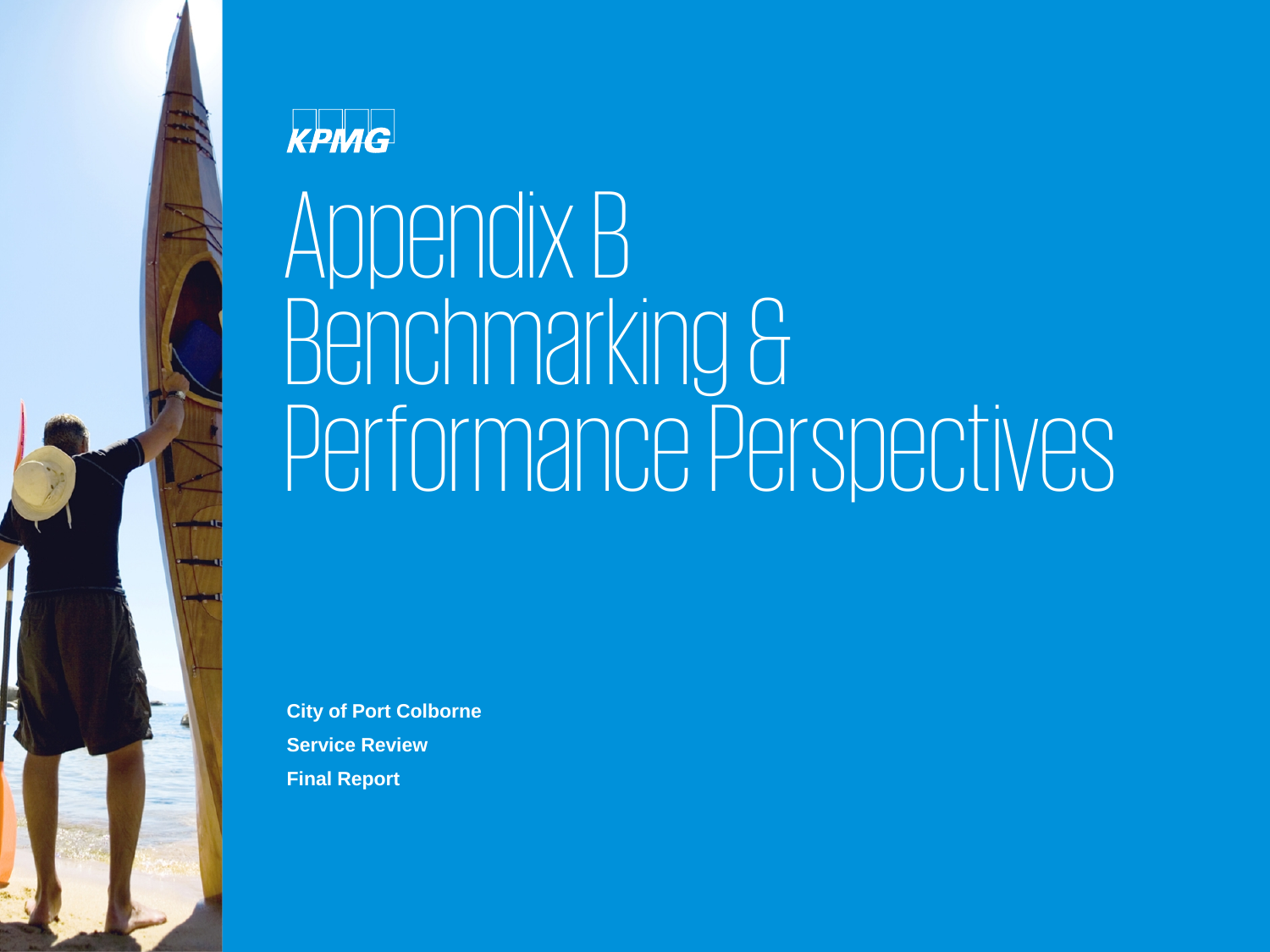KPMG

# Appendix B Benchmarking & Performance Perspectives

**City of Port Colborne**

**Service Review**

**Final Report**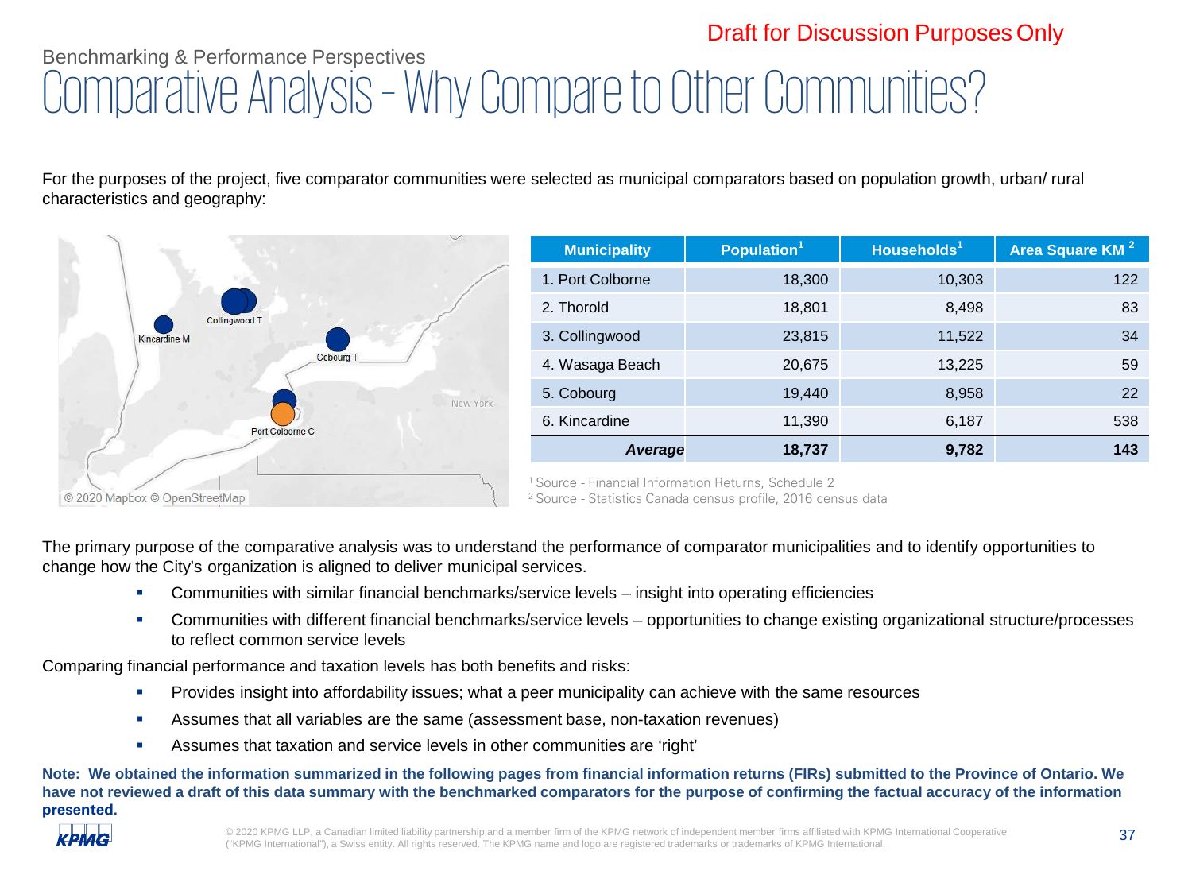Draft for Discussion Purposes Only

Benchmarking & Performance Perspectives

# Comparative Analysis – Why Compare to Other Communities?

For the purposes of the project, five comparator communities were selected as municipal comparators based on population growth, urban/ rural characteristics and geography:

| Municipality | Population[1] | Households[1] | Area Square KM [2] |
|---|---|---|---|
| 1. Port Colborne | 18,300 | 10,303 | 122 |
| 2. Thorold | 18,801 | 8,498 | 83 |
| 3. Collingwood | 23,815 | 11,522 | 34 |
| 4. Wasaga Beach | 20,675 | 13,225 | 59 |
| 5. Cobourg | 19,440 | 8,958 | 22 |
| 6. Kincardine | 11,390 | 6,187 | 538 |
| ***Average*** | **18,737** | **9,782** | **143** |

[1] Source - Financial Information Returns, Schedule 2
[2] Source - Statistics Canada census profile, 2016 census data

The primary purpose of the comparative analysis was to understand the performance of comparator municipalities and to identify opportunities to change how the City's organization is aligned to deliver municipal services.

- Communities with similar financial benchmarks/service levels – insight into operating efficiencies
- Communities with different financial benchmarks/service levels – opportunities to change existing organizational structure/processes to reflect common service levels

Comparing financial performance and taxation levels has both benefits and risks:

- Provides insight into affordability issues; what a peer municipality can achieve with the same resources
- Assumes that all variables are the same (assessment base, non-taxation revenues)
- Assumes that taxation and service levels in other communities are 'right'

**Note: We obtained the information summarized in the following pages from financial information returns (FIRs) submitted to the Province of Ontario. We have not reviewed a draft of this data summary with the benchmarked comparators for the purpose of confirming the factual accuracy of the information presented.**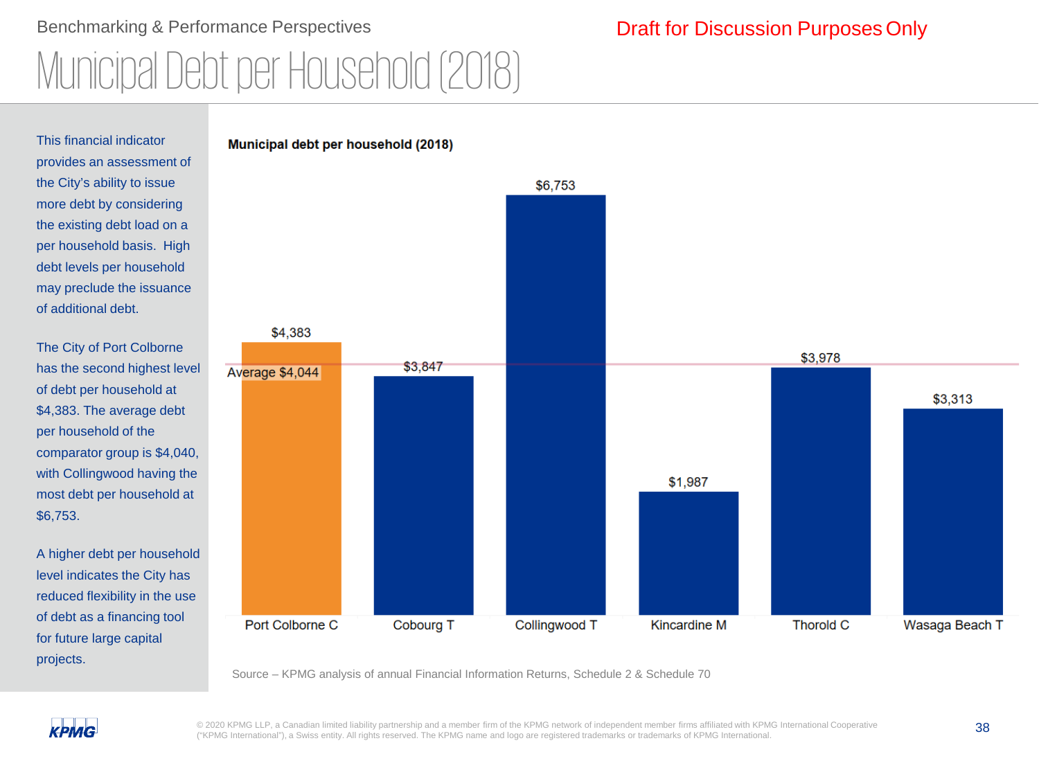Benchmarking & Performance Perspectives

Draft for Discussion Purposes Only

# Municipal Debt per Household (2018)

This financial indicator provides an assessment of the City's ability to issue more debt by considering the existing debt load on a per household basis. High debt levels per household may preclude the issuance of additional debt.

The City of Port Colborne has the second highest level of debt per household at $4,383. The average debt per household of the comparator group is $4,040, with Collingwood having the most debt per household at $6,753.

A higher debt per household level indicates the City has reduced flexibility in the use of debt as a financing tool for future large capital projects.

**Municipal debt per household (2018)**

| Municipality | Debt per household |
|---|---|
| Port Colborne C | $4,383 |
| Cobourg T | $3,847 |
| Collingwood T | $6,753 |
| Kincardine M | $1,987 |
| Thorold C | $3,978 |
| Wasaga Beach T | $3,313 |

Average $4,044

Source – KPMG analysis of annual Financial Information Returns, Schedule 2 & Schedule 70

© 2020 KPMG LLP, a Canadian limited liability partnership and a member firm of the KPMG network of independent member firms affiliated with KPMG International Cooperative ("KPMG International"), a Swiss entity. All rights reserved. The KPMG name and logo are registered trademarks or trademarks of KPMG International.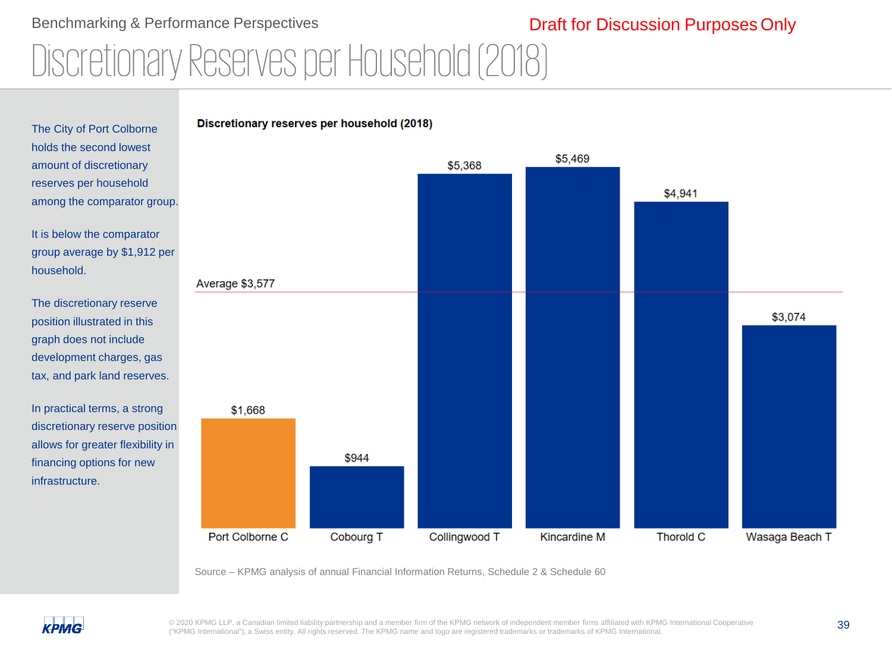Benchmarking & Performance Perspectives

Draft for Discussion Purposes Only

# Discretionary Reserves per Household (2018)

The City of Port Colborne holds the second lowest amount of discretionary reserves per household among the comparator group.

It is below the comparator group average by $1,912 per household.

The discretionary reserve position illustrated in this graph does not include development charges, gas tax, and park land reserves.

In practical terms, a strong discretionary reserve position allows for greater flexibility in financing options for new infrastructure.

**Discretionary reserves per household (2018)**

| Municipality | Discretionary reserves per household |
|---|---|
| Port Colborne C | $1,668 |
| Cobourg T | $944 |
| Collingwood T | $5,368 |
| Kincardine M | $5,469 |
| Thorold C | $4,941 |
| Wasaga Beach T | $3,074 |

Average $3,577

Source – KPMG analysis of annual Financial Information Returns, Schedule 2 & Schedule 60

© 2020 KPMG LLP, a Canadian limited liability partnership and a member firm of the KPMG network of independent member firms affiliated with KPMG International Cooperative ("KPMG International"), a Swiss entity. All rights reserved. The KPMG name and logo are registered trademarks or trademarks of KPMG International.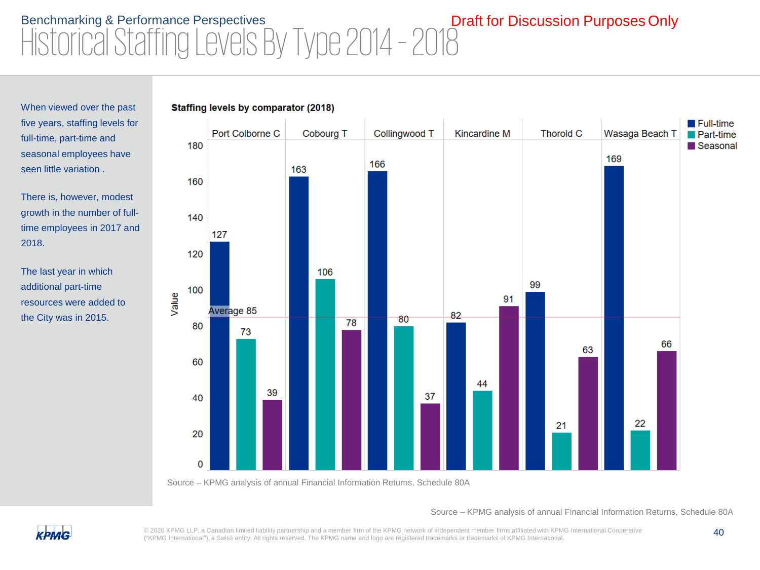Benchmarking & Performance Perspectives

# Historical Staffing Levels By Type 2014 - 2018

Draft for Discussion Purposes Only

When viewed over the past five years, staffing levels for full-time, part-time and seasonal employees have seen little variation .

There is, however, modest growth in the number of full-time employees in 2017 and 2018.

The last year in which additional part-time resources were added to the City was in 2015.

**Staffing levels by comparator (2018)**

| Comparator | Full-time | Part-time | Seasonal |
|---|---|---|---|
| Port Colborne C | 127 | 73 | 39 |
| Cobourg T | 163 | 106 | 78 |
| Collingwood T | 166 | 80 | 37 |
| Kincardine M | 82 | 44 | 91 |
| Thorold C | 99 | 21 | 63 |
| Wasaga Beach T | 169 | 22 | 66 |

Average 85

Source – KPMG analysis of annual Financial Information Returns, Schedule 80A

Source – KPMG analysis of annual Financial Information Returns, Schedule 80A

© 2020 KPMG LLP, a Canadian limited liability partnership and a member firm of the KPMG network of independent member firms affiliated with KPMG International Cooperative ("KPMG International"), a Swiss entity. All rights reserved. The KPMG name and logo are registered trademarks or trademarks of KPMG International.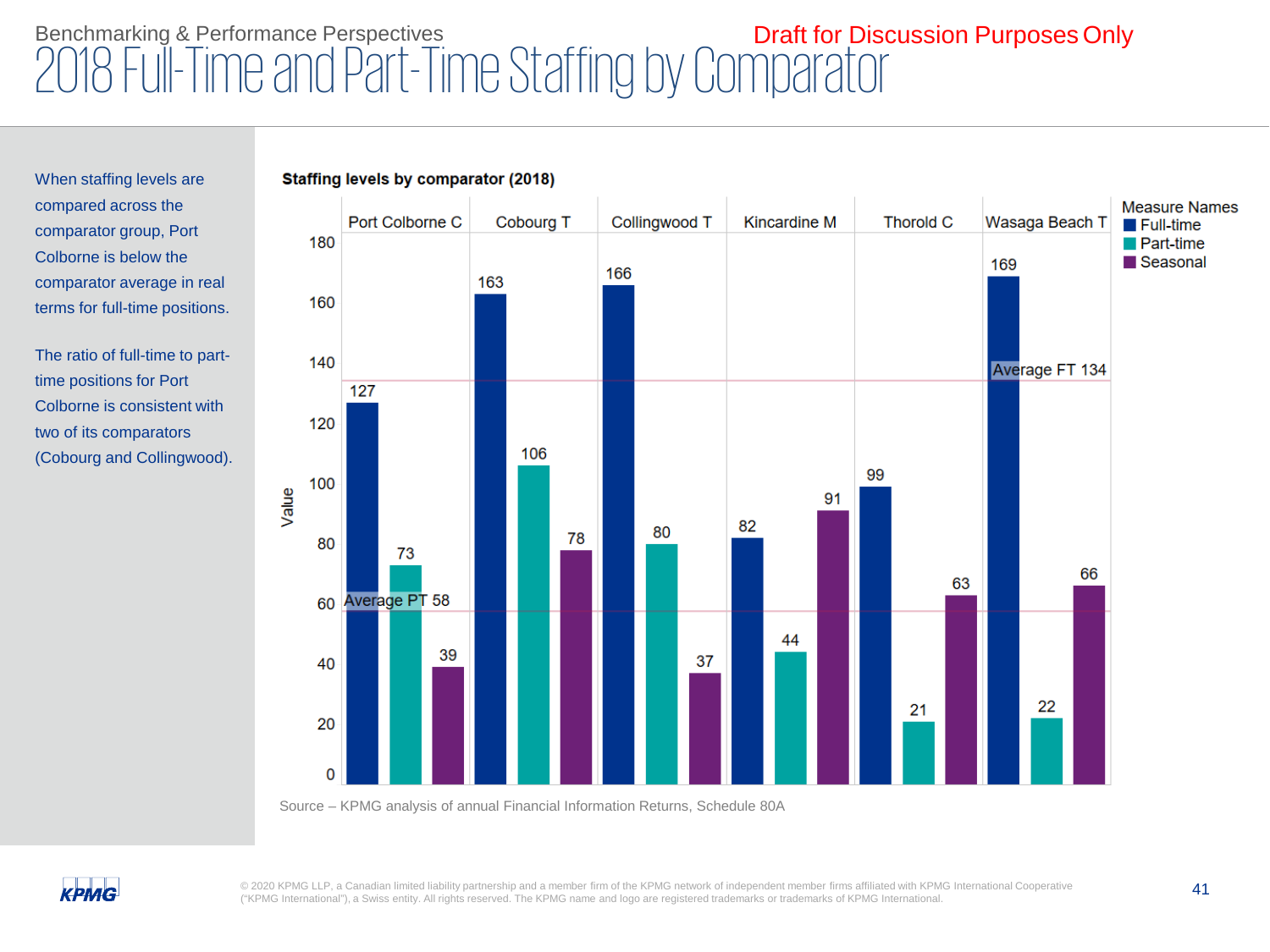Benchmarking & Performance Perspectives

# 2018 Full-Time and Part-Time Staffing by Comparator

Draft for Discussion Purposes Only

When staffing levels are compared across the comparator group, Port Colborne is below the comparator average in real terms for full-time positions.

The ratio of full-time to part-time positions for Port Colborne is consistent with two of its comparators (Cobourg and Collingwood).

**Staffing levels by comparator (2018)**

| Comparator | Full-time | Part-time | Seasonal |
|---|---|---|---|
| Port Colborne C | 127 | 73 | 39 |
| Cobourg T | 163 | 106 | 78 |
| Collingwood T | 166 | 80 | 37 |
| Kincardine M | 82 | 44 | 91 |
| Thorold C | 99 | 21 | 63 |
| Wasaga Beach T | 169 | 22 | 66 |

Average FT 134
Average PT 58

Source – KPMG analysis of annual Financial Information Returns, Schedule 80A

© 2020 KPMG LLP, a Canadian limited liability partnership and a member firm of the KPMG network of independent member firms affiliated with KPMG International Cooperative ("KPMG International"), a Swiss entity. All rights reserved. The KPMG name and logo are registered trademarks or trademarks of KPMG International.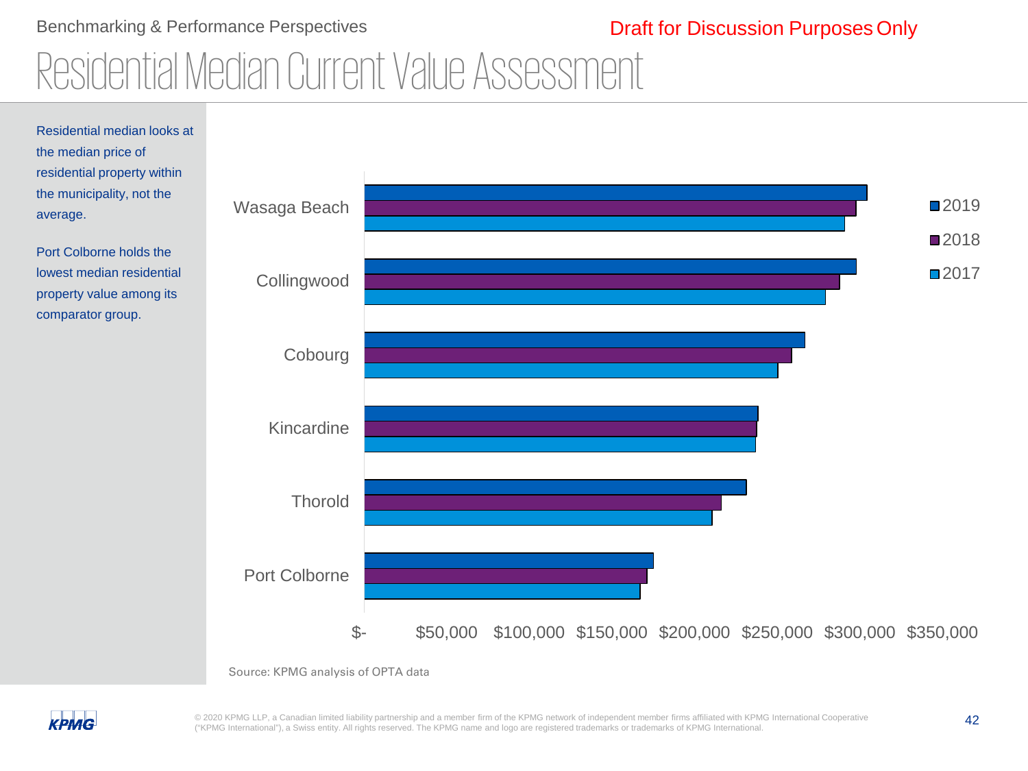Draft for Discussion Purposes Only

# Residential Median Current Value Assessment

Residential median looks at the median price of residential property within the municipality, not the average.

Port Colborne holds the lowest median residential property value among its comparator group.

Wasaga Beach

Collingwood

Cobourg

Kincardine

Thorold

Port Colborne

$- $50,000 $100,000 $150,000 $200,000 $250,000 $300,000 $350,000

2019
2018
2017

Source: KPMG analysis of OPTA data

© 2020 KPMG LLP, a Canadian limited liability partnership and a member firm of the KPMG network of independent member firms affiliated with KPMG International Cooperative ("KPMG International"), a Swiss entity. All rights reserved. The KPMG name and logo are registered trademarks or trademarks of KPMG International.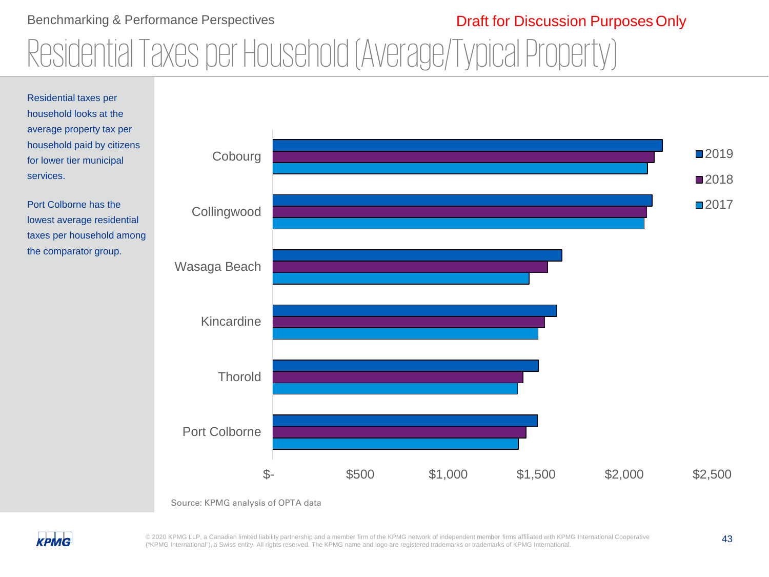Benchmarking & Performance Perspectives

Draft for Discussion Purposes Only

# Residential Taxes per Household (Average/Typical Property)

Residential taxes per household looks at the average property tax per household paid by citizens for lower tier municipal services.

Port Colborne has the lowest average residential taxes per household among the comparator group.

Source: KPMG analysis of OPTA data

© 2020 KPMG LLP, a Canadian limited liability partnership and a member firm of the KPMG network of independent member firms affiliated with KPMG International Cooperative ("KPMG International"), a Swiss entity. All rights reserved. The KPMG name and logo are registered trademarks or trademarks of KPMG International.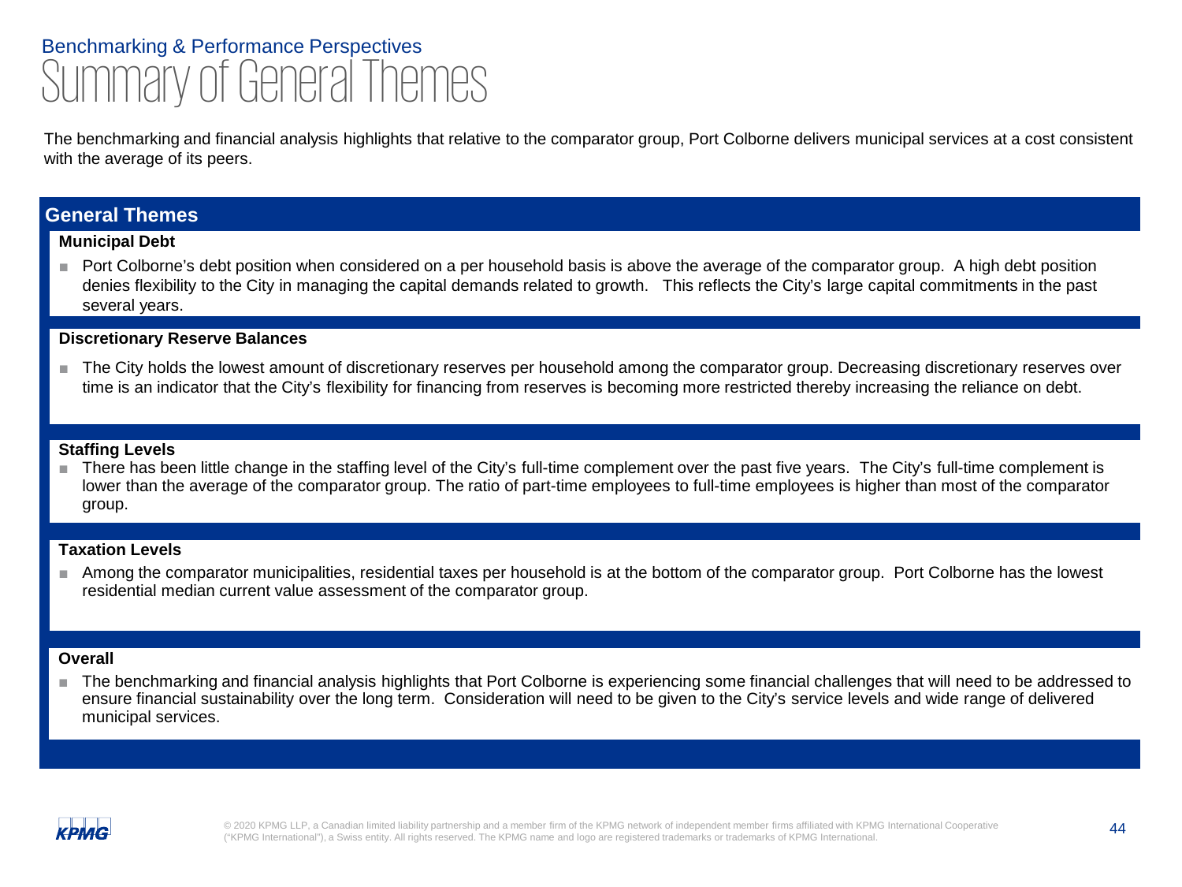Benchmarking & Performance Perspectives

# Summary of General Themes

The benchmarking and financial analysis highlights that relative to the comparator group, Port Colborne delivers municipal services at a cost consistent with the average of its peers.

## General Themes

### Municipal Debt

- Port Colborne's debt position when considered on a per household basis is above the average of the comparator group. A high debt position denies flexibility to the City in managing the capital demands related to growth. This reflects the City's large capital commitments in the past several years.

### Discretionary Reserve Balances

- The City holds the lowest amount of discretionary reserves per household among the comparator group. Decreasing discretionary reserves over time is an indicator that the City's flexibility for financing from reserves is becoming more restricted thereby increasing the reliance on debt.

### Staffing Levels

- There has been little change in the staffing level of the City's full-time complement over the past five years. The City's full-time complement is lower than the average of the comparator group. The ratio of part-time employees to full-time employees is higher than most of the comparator group.

### Taxation Levels

- Among the comparator municipalities, residential taxes per household is at the bottom of the comparator group. Port Colborne has the lowest residential median current value assessment of the comparator group.

### Overall

- The benchmarking and financial analysis highlights that Port Colborne is experiencing some financial challenges that will need to be addressed to ensure financial sustainability over the long term. Consideration will need to be given to the City's service levels and wide range of delivered municipal services.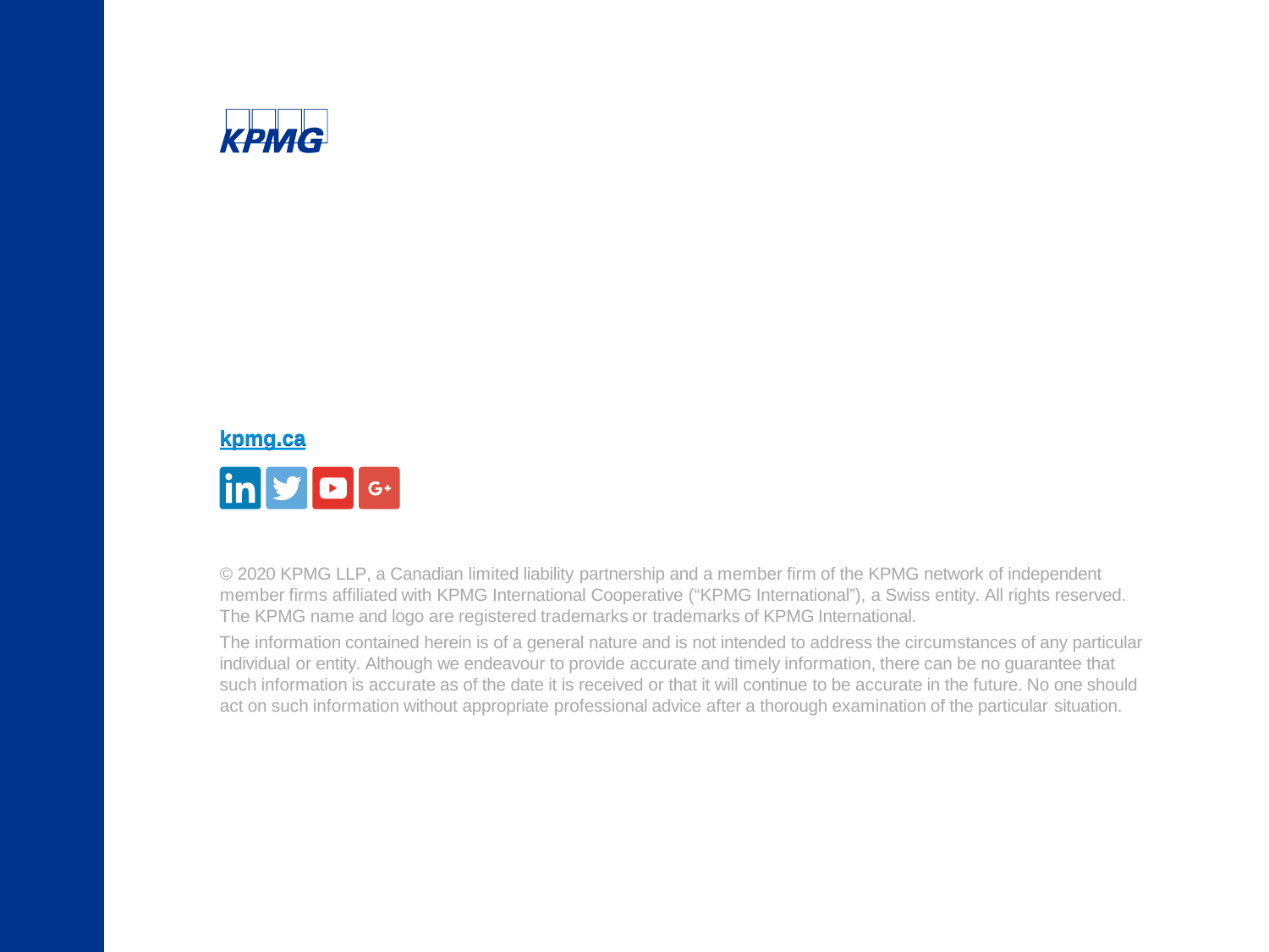KPMG

kpmg.ca

© 2020 KPMG LLP, a Canadian limited liability partnership and a member firm of the KPMG network of independent member firms affiliated with KPMG International Cooperative (“KPMG International”), a Swiss entity. All rights reserved. The KPMG name and logo are registered trademarks or trademarks of KPMG International.

The information contained herein is of a general nature and is not intended to address the circumstances of any particular individual or entity. Although we endeavour to provide accurate and timely information, there can be no guarantee that such information is accurate as of the date it is received or that it will continue to be accurate in the future. No one should act on such information without appropriate professional advice after a thorough examination of the particular situation.